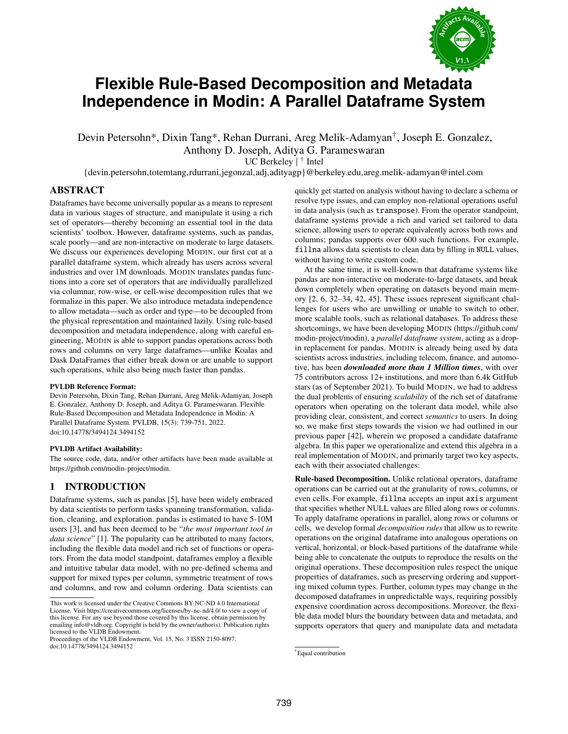# Flexible Rule-Based Decomposition and Metadata Independence in Modin: A Parallel Dataframe System

Devin Petersohn*, Dixin Tang*, Rehan Durrani, Areg Melik-Adamyan†, Joseph E. Gonzalez, Anthony D. Joseph, Aditya G. Parameswaran

UC Berkeley | † Intel

{devin.petersohn,totemtang,rdurrani,jegonzal,adj,adityagp}@berkeley.edu,areg.melik-adamyan@intel.com

## ABSTRACT

Dataframes have become universally popular as a means to represent data in various stages of structure, and manipulate it using a rich set of operators—thereby becoming an essential tool in the data scientists' toolbox. However, dataframe systems, such as pandas, scale poorly—and are non-interactive on moderate to large datasets. We discuss our experiences developing MODIN, our first cut at a parallel dataframe system, which already has users across several industries and over 1M downloads. MODIN translates pandas functions into a core set of operators that are individually parallelized via columnar, row-wise, or cell-wise decomposition rules that we formalize in this paper. We also introduce metadata independence to allow metadata—such as order and type—to be decoupled from the physical representation and maintained lazily. Using rule-based decomposition and metadata independence, along with careful engineering, MODIN is able to support pandas operations across both rows and columns on very large dataframes—unlike Koalas and Dask DataFrames that either break down or are unable to support such operations, while also being much faster than pandas.

**PVLDB Reference Format:**

Devin Petersohn, Dixin Tang, Rehan Durrani, Areg Melik-Adamyan, Joseph E. Gonzalez, Anthony D. Joseph, and Aditya G. Parameswaran. Flexible Rule-Based Decomposition and Metadata Independence in Modin: A Parallel Dataframe System. PVLDB, 15(3): 739-751, 2022. doi:10.14778/3494124.3494152

**PVLDB Artifact Availability:**

The source code, data, and/or other artifacts have been made available at https://github.com/modin-project/modin.

## 1 INTRODUCTION

Dataframe systems, such as pandas [5], have been widely embraced by data scientists to perform tasks spanning transformation, validation, cleaning, and exploration. pandas is estimated to have 5-10M users [3], and has been deemed to be "*the most important tool in data science*" [1]. The popularity can be attributed to many factors, including the flexible data model and rich set of functions or operators. From the data model standpoint, dataframes employ a flexible and intuitive tabular data model, with no pre-defined schema and support for mixed types per column, symmetric treatment of rows and columns, and row and column ordering. Data scientists can quickly get started on analysis without having to declare a schema or resolve type issues, and can employ non-relational operations useful in data analysis (such as `transpose`). From the operator standpoint, dataframe systems provide a rich and varied set tailored to data science, allowing users to operate equivalently across both rows and columns; pandas supports over 600 such functions. For example, `fillna` allows data scientists to clean data by filling in `NULL` values, without having to write custom code.

At the same time, it is well-known that dataframe systems like pandas are non-interactive on moderate-to-large datasets, and break down completely when operating on datasets beyond main memory [2, 6, 32–34, 42, 45]. These issues represent significant challenges for users who are unwilling or unable to switch to other, more scalable tools, such as relational databases. To address these shortcomings, we have been developing MODIN (https://github.com/modin-project/modin), a *parallel dataframe system*, acting as a drop-in replacement for pandas. MODIN is already being used by data scientists across industries, including telecom, finance, and automotive, has been ***downloaded more than 1 Million times***, with over 75 contributors across 12+ institutions, and more than 6.4k GitHub stars (as of September 2021). To build MODIN, we had to address the dual problems of ensuring *scalability* of the rich set of dataframe operators when operating on the tolerant data model, while also providing clear, consistent, and correct *semantics* to users. In doing so, we make first steps towards the vision we had outlined in our previous paper [42], wherein we proposed a candidate dataframe algebra. In this paper we operationalize and extend this algebra in a real implementation of MODIN, and primarily target two key aspects, each with their associated challenges:

**Rule-based Decomposition.** Unlike relational operators, dataframe operations can be carried out at the granularity of rows, columns, or even cells. For example, `fillna` accepts an input `axis` argument that specifies whether NULL values are filled along rows or columns. To apply dataframe operations in parallel, along rows or columns or cells, we develop formal *decomposition rules* that allow us to rewrite operations on the original dataframe into analogous operations on vertical, horizontal, or block-based partitions of the dataframe while being able to concatenate the outputs to reproduce the results on the original operations. These decomposition rules respect the unique properties of dataframes, such as preserving ordering and supporting mixed column types. Further, column types may change in the decomposed dataframes in unpredictable ways, requiring possibly expensive coordination across decompositions. Moreover, the flexible data model blurs the boundary between data and metadata, and supports operators that query and manipulate data and metadata

This work is licensed under the Creative Commons BY-NC-ND 4.0 International License. Visit https://creativecommons.org/licenses/by-nc-nd/4.0/ to view a copy of this license. For any use beyond those covered by this license, obtain permission by emailing info@vldb.org. Copyright is held by the owner/author(s). Publication rights licensed to the VLDB Endowment.

Proceedings of the VLDB Endowment, Vol. 15, No. 3 ISSN 2150-8097. doi:10.14778/3494124.3494152

*Equal contribution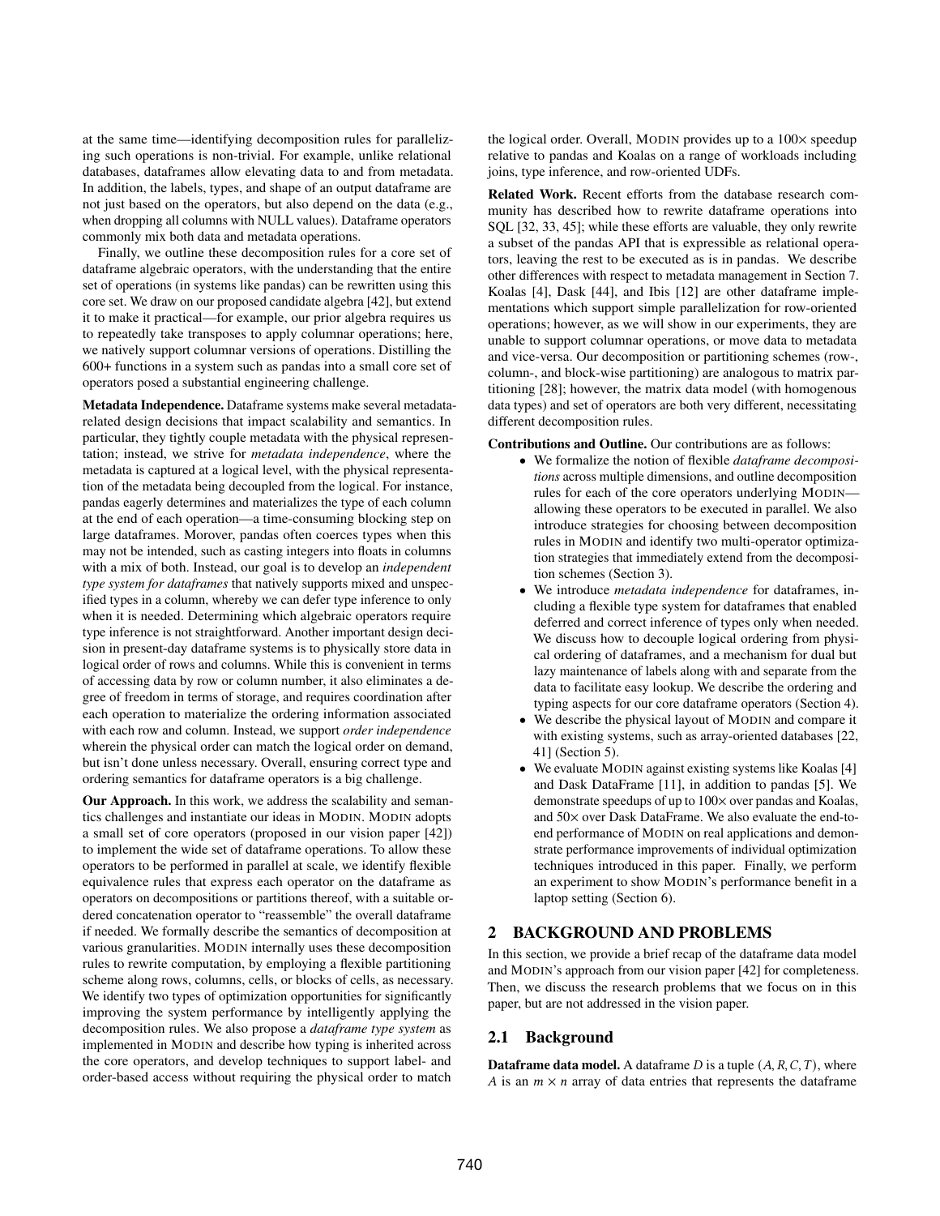at the same time—identifying decomposition rules for parallelizing such operations is non-trivial. For example, unlike relational databases, dataframes allow elevating data to and from metadata. In addition, the labels, types, and shape of an output dataframe are not just based on the operators, but also depend on the data (e.g., when dropping all columns with NULL values). Dataframe operators commonly mix both data and metadata operations.

Finally, we outline these decomposition rules for a core set of dataframe algebraic operators, with the understanding that the entire set of operations (in systems like pandas) can be rewritten using this core set. We draw on our proposed candidate algebra [42], but extend it to make it practical—for example, our prior algebra requires us to repeatedly take transposes to apply columnar operations; here, we natively support columnar versions of operations. Distilling the 600+ functions in a system such as pandas into a small core set of operators posed a substantial engineering challenge.

**Metadata Independence.** Dataframe systems make several metadata-related design decisions that impact scalability and semantics. In particular, they tightly couple metadata with the physical representation; instead, we strive for *metadata independence*, where the metadata is captured at a logical level, with the physical representation of the metadata being decoupled from the logical. For instance, pandas eagerly determines and materializes the type of each column at the end of each operation—a time-consuming blocking step on large dataframes. Morover, pandas often coerces types when this may not be intended, such as casting integers into floats in columns with a mix of both. Instead, our goal is to develop an *independent type system for dataframes* that natively supports mixed and unspecified types in a column, whereby we can defer type inference to only when it is needed. Determining which algebraic operators require type inference is not straightforward. Another important design decision in present-day dataframe systems is to physically store data in logical order of rows and columns. While this is convenient in terms of accessing data by row or column number, it also eliminates a degree of freedom in terms of storage, and requires coordination after each operation to materialize the ordering information associated with each row and column. Instead, we support *order independence* wherein the physical order can match the logical order on demand, but isn't done unless necessary. Overall, ensuring correct type and ordering semantics for dataframe operators is a big challenge.

**Our Approach.** In this work, we address the scalability and semantics challenges and instantiate our ideas in MODIN. MODIN adopts a small set of core operators (proposed in our vision paper [42]) to implement the wide set of dataframe operations. To allow these operators to be performed in parallel at scale, we identify flexible equivalence rules that express each operator on the dataframe as operators on decompositions or partitions thereof, with a suitable ordered concatenation operator to "reassemble" the overall dataframe if needed. We formally describe the semantics of decomposition at various granularities. MODIN internally uses these decomposition rules to rewrite computation, by employing a flexible partitioning scheme along rows, columns, cells, or blocks of cells, as necessary. We identify two types of optimization opportunities for significantly improving the system performance by intelligently applying the decomposition rules. We also propose a *dataframe type system* as implemented in MODIN and describe how typing is inherited across the core operators, and develop techniques to support label- and order-based access without requiring the physical order to match the logical order. Overall, MODIN provides up to a 100× speedup relative to pandas and Koalas on a range of workloads including joins, type inference, and row-oriented UDFs.

**Related Work.** Recent efforts from the database research community has described how to rewrite dataframe operations into SQL [32, 33, 45]; while these efforts are valuable, they only rewrite a subset of the pandas API that is expressible as relational operators, leaving the rest to be executed as is in pandas. We describe other differences with respect to metadata management in Section 7. Koalas [4], Dask [44], and Ibis [12] are other dataframe implementations which support simple parallelization for row-oriented operations; however, as we will show in our experiments, they are unable to support columnar operations, or move data to metadata and vice-versa. Our decomposition or partitioning schemes (row-, column-, and block-wise partitioning) are analogous to matrix partitioning [28]; however, the matrix data model (with homogenous data types) and set of operators are both very different, necessitating different decomposition rules.

**Contributions and Outline.** Our contributions are as follows:

- We formalize the notion of flexible *dataframe decompositions* across multiple dimensions, and outline decomposition rules for each of the core operators underlying MODIN—allowing these operators to be executed in parallel. We also introduce strategies for choosing between decomposition rules in MODIN and identify two multi-operator optimization strategies that immediately extend from the decomposition schemes (Section 3).
- We introduce *metadata independence* for dataframes, including a flexible type system for dataframes that enabled deferred and correct inference of types only when needed. We discuss how to decouple logical ordering from physical ordering of dataframes, and a mechanism for dual but lazy maintenance of labels along with and separate from the data to facilitate easy lookup. We describe the ordering and typing aspects for our core dataframe operators (Section 4).
- We describe the physical layout of MODIN and compare it with existing systems, such as array-oriented databases [22, 41] (Section 5).
- We evaluate MODIN against existing systems like Koalas [4] and Dask DataFrame [11], in addition to pandas [5]. We demonstrate speedups of up to 100× over pandas and Koalas, and 50× over Dask DataFrame. We also evaluate the end-to-end performance of MODIN on real applications and demonstrate performance improvements of individual optimization techniques introduced in this paper. Finally, we perform an experiment to show MODIN's performance benefit in a laptop setting (Section 6).

## 2 BACKGROUND AND PROBLEMS

In this section, we provide a brief recap of the dataframe data model and MODIN's approach from our vision paper [42] for completeness. Then, we discuss the research problems that we focus on in this paper, but are not addressed in the vision paper.

### 2.1 Background

**Dataframe data model.** A dataframe $D$ is a tuple $(A, R, C, T)$, where $A$ is an $m \times n$ array of data entries that represents the dataframe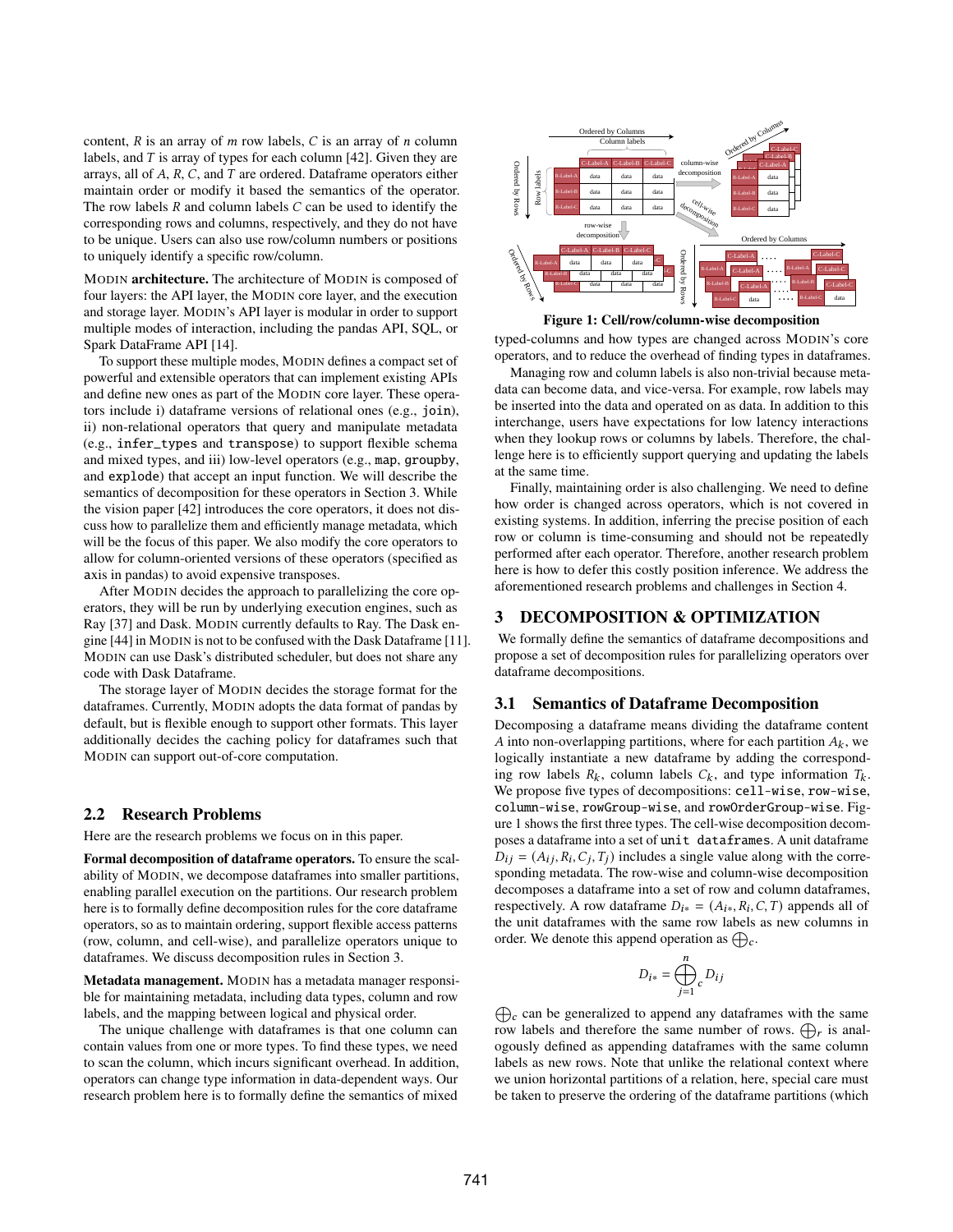content, $R$ is an array of $m$ row labels, $C$ is an array of $n$ column labels, and $T$ is array of types for each column [42]. Given they are arrays, all of $A$, $R$, $C$, and $T$ are ordered. Dataframe operators either maintain order or modify it based the semantics of the operator. The row labels $R$ and column labels $C$ can be used to identify the corresponding rows and columns, respectively, and they do not have to be unique. Users can also use row/column numbers or positions to uniquely identify a specific row/column.

MODIN **architecture.** The architecture of MODIN is composed of four layers: the API layer, the MODIN core layer, and the execution and storage layer. MODIN's API layer is modular in order to support multiple modes of interaction, including the pandas API, SQL, or Spark DataFrame API [14].

To support these multiple modes, MODIN defines a compact set of powerful and extensible operators that can implement existing APIs and define new ones as part of the MODIN core layer. These operators include i) dataframe versions of relational ones (e.g., `join`), ii) non-relational operators that query and manipulate metadata (e.g., `infer_types` and `transpose`) to support flexible schema and mixed types, and iii) low-level operators (e.g., `map`, `groupby`, and `explode`) that accept an input function. We will describe the semantics of decomposition for these operators in Section 3. While the vision paper [42] introduces the core operators, it does not discuss how to parallelize them and efficiently manage metadata, which will be the focus of this paper. We also modify the core operators to allow for column-oriented versions of these operators (specified as `axis` in pandas) to avoid expensive transposes.

After MODIN decides the approach to parallelizing the core operators, they will be run by underlying execution engines, such as Ray [37] and Dask. MODIN currently defaults to Ray. The Dask engine [44] in MODIN is not to be confused with the Dask Dataframe [11]. MODIN can use Dask's distributed scheduler, but does not share any code with Dask Dataframe.

The storage layer of MODIN decides the storage format for the dataframes. Currently, MODIN adopts the data format of pandas by default, but is flexible enough to support other formats. This layer additionally decides the caching policy for dataframes such that MODIN can support out-of-core computation.

## 2.2 Research Problems

Here are the research problems we focus on in this paper.

**Formal decomposition of dataframe operators.** To ensure the scalability of MODIN, we decompose dataframes into smaller partitions, enabling parallel execution on the partitions. Our research problem here is to formally define decomposition rules for the core dataframe operators, so as to maintain ordering, support flexible access patterns (row, column, and cell-wise), and parallelize operators unique to dataframes. We discuss decomposition rules in Section 3.

**Metadata management.** MODIN has a metadata manager responsible for maintaining metadata, including data types, column and row labels, and the mapping between logical and physical order.

The unique challenge with dataframes is that one column can contain values from one or more types. To find these types, we need to scan the column, which incurs significant overhead. In addition, operators can change type information in data-dependent ways. Our research problem here is to formally define the semantics of mixed typed-columns and how types are changed across MODIN's core operators, and to reduce the overhead of finding types in dataframes.

Managing row and column labels is also non-trivial because metadata can become data, and vice-versa. For example, row labels may be inserted into the data and operated on as data. In addition to this interchange, users have expectations for low latency interactions when they lookup rows or columns by labels. Therefore, the challenge here is to efficiently support querying and updating the labels at the same time.

Finally, maintaining order is also challenging. We need to define how order is changed across operators, which is not covered in existing systems. In addition, inferring the precise position of each row or column is time-consuming and should not be repeatedly performed after each operator. Therefore, another research problem here is how to defer this costly position inference. We address the aforementioned research problems and challenges in Section 4.

**Figure 1: Cell/row/column-wise decomposition**

# 3 DECOMPOSITION & OPTIMIZATION

We formally define the semantics of dataframe decompositions and propose a set of decomposition rules for parallelizing operators over dataframe decompositions.

## 3.1 Semantics of Dataframe Decomposition

Decomposing a dataframe means dividing the dataframe content $A$ into non-overlapping partitions, where for each partition $A_k$, we logically instantiate a new dataframe by adding the corresponding row labels $R_k$, column labels $C_k$, and type information $T_k$. We propose five types of decompositions: `cell-wise`, `row-wise`, `column-wise`, `rowGroup-wise`, and `rowOrderGroup-wise`. Figure 1 shows the first three types. The cell-wise decomposition decomposes a dataframe into a set of `unit dataframes`. A unit dataframe $D_{ij} = (A_{ij}, R_i, C_j, T_j)$ includes a single value along with the corresponding metadata. The row-wise and column-wise decomposition decomposes a dataframe into a set of row and column dataframes, respectively. A row dataframe $D_{i*} = (A_{i*}, R_i, C, T)$ appends all of the unit dataframes with the same row labels as new columns in order. We denote this append operation as $\bigoplus_c$.

$$D_{i*} = \bigoplus_{j=1}^{n}{}_c\, D_{ij}$$

$\bigoplus_c$ can be generalized to append any dataframes with the same row labels and therefore the same number of rows. $\bigoplus_r$ is analogously defined as appending dataframes with the same column labels as new rows. Note that unlike the horizontal context where we union horizontal partitions of a relation, here, special care must be taken to preserve the ordering of the dataframe partitions (which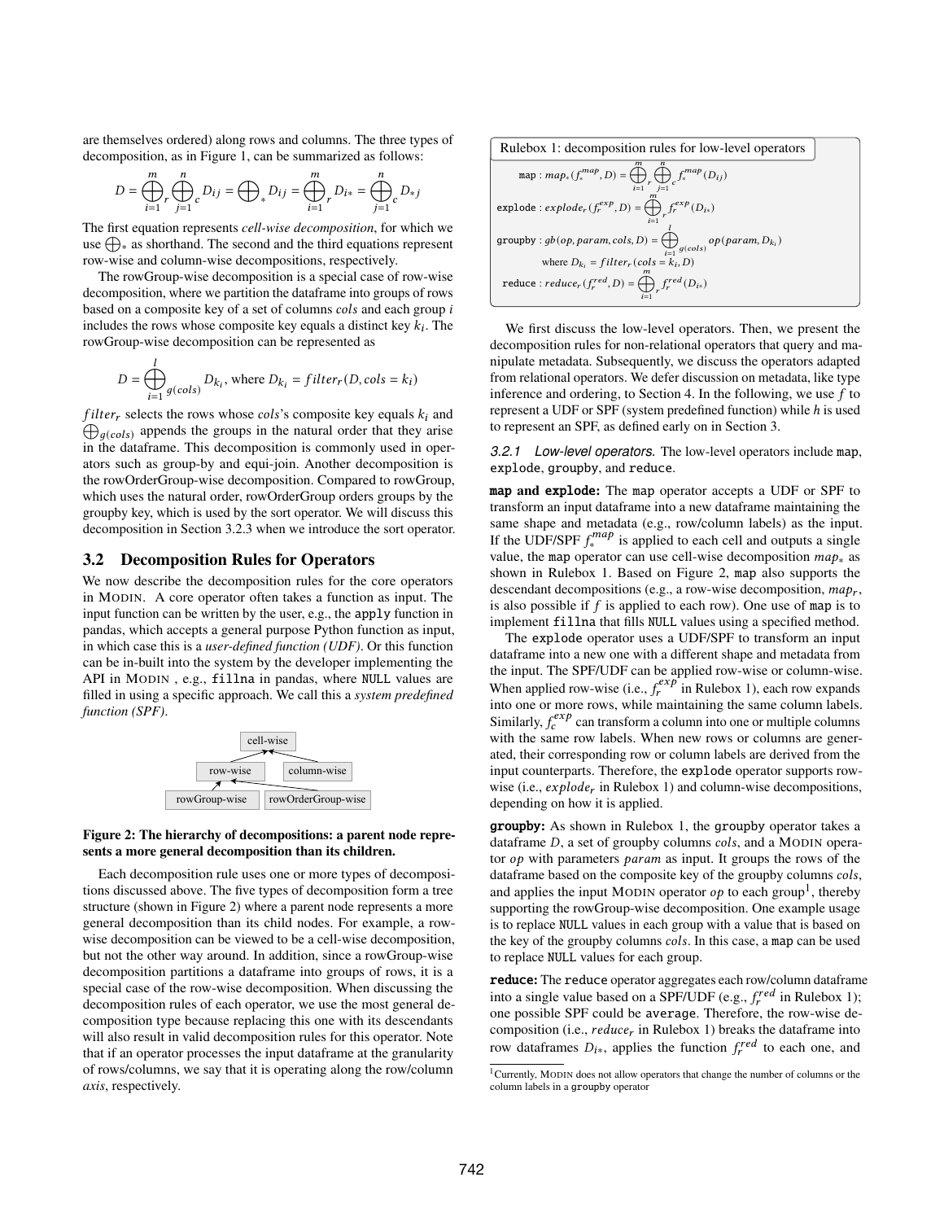are themselves ordered) along rows and columns. The three types of decomposition, as in Figure 1, can be summarized as follows:

$$D = \bigoplus_{i=1}^{m}{}_r \bigoplus_{j=1}^{n}{}_c D_{ij} = \bigoplus{}_* D_{ij} = \bigoplus_{i=1}^{m}{}_r D_{i*} = \bigoplus_{j=1}^{n}{}_c D_{*j}$$

The first equation represents *cell-wise decomposition*, for which we use $\bigoplus_*$ as shorthand. The second and the third equations represent row-wise and column-wise decompositions, respectively.

The rowGroup-wise decomposition is a special case of row-wise decomposition, where we partition the dataframe into groups of rows based on a composite key of a set of columns *cols* and each group $i$ includes the rows whose composite key equals a distinct key $k_i$. The rowGroup-wise decomposition can be represented as

$$D = \bigoplus_{i=1}^{l}{}_{g(cols)} D_{k_i}, \text{ where } D_{k_i} = filter_r(D, cols = k_i)$$

$filter_r$ selects the rows whose *cols*'s composite key equals $k_i$ and $\bigoplus_{g(cols)}$ appends the groups in the natural order that they arise in the dataframe. This decomposition is commonly used in operators such as group-by and equi-join. Another decomposition is the rowOrderGroup-wise decomposition. Compared to rowGroup, which uses the natural order, rowOrderGroup orders groups by the groupby key, which is used by the sort operator. We will discuss this decomposition in Section 3.2.3 when we introduce the sort operator.

## 3.2 Decomposition Rules for Operators

We now describe the decomposition rules for the core operators in MODIN. A core operator often takes a function as input. The input function can be written by the user, e.g., the `apply` function in pandas, which accepts a general purpose Python function as input, in which case this is a *user-defined function (UDF)*. Or this function can be in-built into the system by the developer implementing the API in MODIN , e.g., `fillna` in pandas, where `NULL` values are filled in using a specific approach. We call this a *system predefined function (SPF)*.

**Figure 2: The hierarchy of decompositions: a parent node represents a more general decomposition than its children.**

Each decomposition rule uses one or more types of decompositions discussed above. The five types of decomposition form a tree structure (shown in Figure 2) where a parent node represents a more general decomposition than its child nodes. For example, a row-wise decomposition can be viewed to be a cell-wise decomposition, but not the other way around. In addition, since a rowGroup-wise decomposition partitions a dataframe into groups of rows, it is a special case of the row-wise decomposition. When discussing the decomposition rules of each operator, we use the most general decomposition type because replacing this one with its descendants will also result in valid decomposition rules for this operator. Note that if an operator processes the input dataframe at the granularity of rows/columns, we say that it is operating along the row/column *axis*, respectively.

**Rulebox 1: decomposition rules for low-level operators**

`map` : $map_*(f_*^{map}, D) = \bigoplus_{i=1}^{m}{}_r \bigoplus_{j=1}^{n}{}_c f_*^{map}(D_{ij})$

`explode` : $explode_r(f_r^{exp}, D) = \bigoplus_{i=1}^{m}{}_r f_r^{exp}(D_{i*})$

`groupby` : $gb(op, param, cols, D) = \bigoplus_{i=1}^{l}{}_{g(cols)} op(param, D_{k_i})$
where $D_{k_i} = filter_r(cols = k_i, D)$

`reduce` : $reduce_r(f_r^{red}, D) = \bigoplus_{i=1}^{m}{}_r f_r^{red}(D_{i*})$

We first discuss the low-level operators. Then, we present the decomposition rules for non-relational operators that query and manipulate metadata. Subsequently, we discuss the operators adapted from relational operators. We defer discussion on metadata, like type inference and ordering, to Section 4. In the following, we use $f$ to represent a UDF or SPF (system predefined function) while $h$ is used to represent an SPF, as defined early on in Section 3.

#### 3.2.1 *Low-level operators.*

The low-level operators include `map`, `explode`, `groupby`, and `reduce`.

**`map` and `explode`:** The `map` operator accepts a UDF or SPF to transform an input dataframe into a new dataframe maintaining the same shape and metadata (e.g., row/column labels) as the input. If the UDF/SPF $f_*^{map}$ is applied to each cell and outputs a single value, the `map` operator can use cell-wise decomposition $map_*$ as shown in Rulebox 1. Based on Figure 2, `map` also supports the descendant decompositions (e.g., a row-wise decomposition, $map_r$, is also possible if $f$ is applied to each row). One use of `map` is to implement `fillna` that fills `NULL` values using a specified method.

The `explode` operator uses a UDF/SPF to transform an input dataframe into a new one with a different shape and metadata from the input. The SPF/UDF can be applied row-wise or column-wise. When applied row-wise (i.e., $f_r^{exp}$ in Rulebox 1), each row expands into one or more rows, while maintaining the same column labels. Similarly, $f_c^{exp}$ can transform a column into one or multiple columns with the same row labels. When new rows or columns are generated, their corresponding row or column labels are derived from the input counterparts. Therefore, the `explode` operator supports row-wise (i.e., $explode_r$ in Rulebox 1) and column-wise decompositions, depending on how it is applied.

**`groupby`:** As shown in Rulebox 1, the `groupby` operator takes a dataframe $D$, a set of groupby columns *cols*, and a MODIN operator $op$ with parameters *param* as input. It groups the rows of the dataframe based on the composite key of the groupby columns *cols*, and applies the input MODIN operator $op$ to each group[1], thereby supporting the rowGroup-wise decomposition. One example usage is to replace `NULL` values in each group with a value that is based on the key of the groupby columns *cols*. In this case, a `map` can be used to replace `NULL` values for each group.

**`reduce`:** The `reduce` operator aggregates each row/column dataframe into a single value based on a SPF/UDF (e.g., $f_r^{red}$ in Rulebox 1); one possible SPF could be `average`. Therefore, the row-wise decomposition (i.e., $reduce_r$ in Rulebox 1) breaks the dataframe into row dataframes $D_{i*}$, applies the function $f_r^{red}$ to each one, and

[1] Currently, MODIN does not allow operators that change the number of columns or the column labels in a `groupby` operator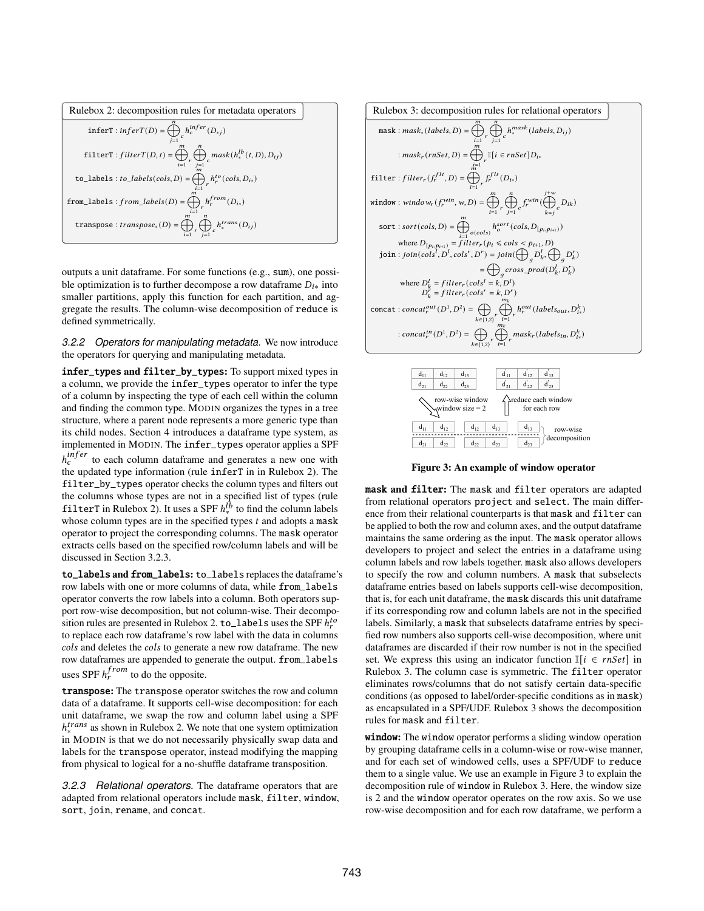**Rulebox 2: decomposition rules for metadata operators**

$$\texttt{inferT} : inferT(D) = \bigoplus_{j=1}^{n}{}_{c}\, h_c^{infer}(D_{*j})$$

$$\texttt{filterT} : filterT(D,t) = \bigoplus_{i=1}^{m}{}_{r} \bigoplus_{j=1}^{n}{}_{c}\, mask(h_*^{lb}(t,D), D_{ij})$$

$$\texttt{to\_labels} : to\_labels(cols, D) = \bigoplus_{i=1}^{m}{}_{r}\, h_r^{to}(cols, D_{i*})$$

$$\texttt{from\_labels} : from\_labels(D) = \bigoplus_{i=1}^{m}{}_{r}\, h_r^{from}(D_{i*})$$

$$\texttt{transpose} : transpose_*(D) = \bigoplus_{i=1}^{m}{}_{r} \bigoplus_{j=1}^{n}{}_{c}\, h_*^{trans}(D_{ij})$$

outputs a unit dataframe. For some functions (e.g., sum), one possible optimization is to further decompose a row dataframe $D_{i*}$ into smaller partitions, apply this function for each partition, and aggregate the results. The column-wise decomposition of reduce is defined symmetrically.

### 3.2.2 Operators for manipulating metadata.

We now introduce the operators for querying and manipulating metadata.

**infer_types and filter_by_types:** To support mixed types in a column, we provide the infer_types operator to infer the type of a column by inspecting the type of each cell within the column and finding the common type. MODIN organizes the types in a tree structure, where a parent node represents a more generic type than its child nodes. Section 4 introduces a dataframe type system, as implemented in MODIN. The infer_types operator applies a SPF $h_c^{infer}$ to each column dataframe and generates a new one with the updated type information (rule inferT in in Rulebox 2). The filter_by_types operator checks the column types and filters out the columns whose types are not in a specified list of types (rule filterT in Rulebox 2). It uses a SPF $h_*^{lb}$ to find the column labels whose column types are in the specified types $t$ and adopts a mask operator to project the corresponding columns. The mask operator extracts cells based on the specified row/column labels and will be discussed in Section 3.2.3.

**to_labels and from_labels:** to_labels replaces the dataframe's row labels with one or more columns of data, while from_labels operator converts the row labels into a column. Both operators support row-wise decomposition, but not column-wise. Their decomposition rules are presented in Rulebox 2. to_labels uses the SPF $h_r^{to}$ to replace each row dataframe's row label with the data in columns *cols* and deletes the *cols* to generate a new row dataframe. The new row dataframes are appended to generate the output. from_labels uses SPF $h_r^{from}$ to do the opposite.

**transpose:** The transpose operator switches the row and column data of a dataframe. It supports cell-wise decomposition: for each unit dataframe, we swap the row and column label using a SPF $h_*^{trans}$ as shown in Rulebox 2. We note that one system optimization in MODIN is that we do not necessarily physically swap data and labels for the transpose operator, instead modifying the mapping from physical to logical for a no-shuffle dataframe transposition.

### 3.2.3 Relational operators.

The dataframe operators that are adapted from relational operators include mask, filter, window, sort, join, rename, and concat.

**Rulebox 3: decomposition rules for relational operators**

$$\texttt{mask} : mask_*(labels, D) = \bigoplus_{i=1}^{m}{}_{r} \bigoplus_{j=1}^{n}{}_{c}\, h_*^{mask}(labels, D_{ij})$$

$$: mask_r(rnSet, D) = \bigoplus_{i=1}^{m}{}_{r}\, \mathbb{I}[i \in rnSet] D_{i*}$$

$$\texttt{filter} : filter_r(f_r^{flt}, D) = \bigoplus_{i=1}^{m}{}_{r}\, f_r^{flt}(D_{i*})$$

$$\texttt{window} : window_r(f_r^{win}, w, D) = \bigoplus_{i=1}^{m}{}_{r} \bigoplus_{j=1}^{n}{}_{c}\, f_r^{win}\Big(\bigoplus_{k=j}^{j+w}{}_{c}\, D_{ik}\Big)$$

$$\texttt{sort} : sort(cols, D) = \bigoplus_{i=1}^{m}{}_{o(cols)}\, h_o^{sort}(cols, D_{[p_i, p_{i+1})})$$

where $D_{[p_i,p_{i+1})} = filter_r(p_i \leqslant cols < p_{i+1}, D)$

$$\texttt{join} : join(cols^l, D^l, cols^r, D^r) = join\Big(\bigoplus{}_{g} D_k^l, \bigoplus{}_{g} D_k^r\Big)$$

$$= \bigoplus{}_{g}\, cross\_prod(D_k^l, D_k^r)$$

where $D_k^l = filter_r(cols^l = k, D^l)$
$D_k^r = filter_r(cols^r = k, D^r)$

$$\texttt{concat} : concat_r^{out}(D^1, D^2) = \bigoplus_{k\in\{1,2\}}{}_{r} \bigoplus_{i=1}^{m_k}{}_{r}\, h_r^{out}(labels_{out}, D_{i*}^k)$$

$$: concat_r^{in}(D^1, D^2) = \bigoplus_{k\in\{1,2\}}{}_{r} \bigoplus_{i=1}^{m_k}{}_{r}\, mask_r(labels_{in}, D_{i*}^k)$$

| $d_{11}$ | $d_{12}$ | $d_{13}$ |
|---|---|---|
| $d_{21}$ | $d_{22}$ | $d_{23}$ |

row-wise window, window size = 2 → reduce each window for each row →

| $d'_{11}$ | $d'_{12}$ | $d'_{13}$ |
|---|---|---|
| $d'_{21}$ | $d'_{22}$ | $d'_{23}$ |

Row-wise decomposition:

| $d_{11}$ $d_{12}$ | $d_{12}$ $d_{13}$ | $d_{13}$ |
|---|---|---|
| $d_{21}$ $d_{22}$ | $d_{22}$ $d_{23}$ | $d_{23}$ |

**Figure 3: An example of window operator**

**mask and filter:** The mask and filter operators are adapted from relational operators project and select. The main difference from their relational counterparts is that mask and filter can be applied to both the row and column axes, and the output dataframe maintains the same ordering as the input. The mask operator allows developers to project and select the entries in a dataframe using column labels and row labels together. mask also allows developers to specify the row and column numbers. A mask that subselects dataframe entries based on labels supports cell-wise decomposition, that is, for each unit dataframe, the mask discards this unit dataframe if its corresponding row and column labels are not in the specified labels. Similarly, a mask that subselects dataframe entries by specified row numbers also supports cell-wise decomposition, where unit dataframes are discarded if their row number is not in the specified set. We express this using an indicator function $\mathbb{I}[i \in rnSet]$ in Rulebox 3. The column case is symmetric. The filter operator eliminates rows/columns that do not satisfy certain data-specific conditions (as opposed to label/order-specific conditions as in mask) as encapsulated in a SPF/UDF. Rulebox 3 shows the decomposition rules for mask and filter.

**window:** The window operator performs a sliding window operation by grouping dataframe cells in a column-wise or row-wise manner, and for each set of windowed cells, uses a SPF/UDF to reduce them to a single value. We use an example in Figure 3 to explain the decomposition rule of window in Rulebox 3. Here, the window size is 2 and the window operator operates on the row axis. So we use row-wise decomposition and for each row dataframe, we perform a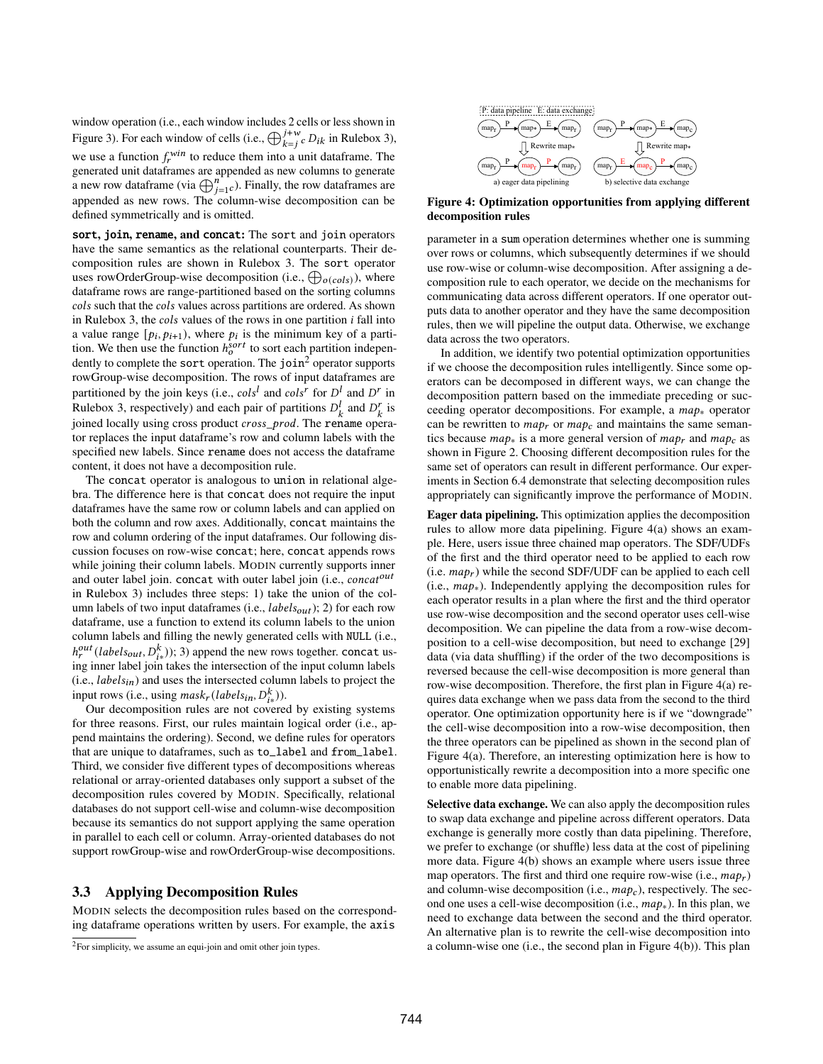window operation (i.e., each window includes 2 cells or less shown in Figure 3). For each window of cells (i.e., $\bigoplus_{k=j}^{j+w}{}_c D_{ik}$ in Rulebox 3), we use a function $f_r^{win}$ to reduce them into a unit dataframe. The generated unit dataframes are appended as new columns to generate a new row dataframe (via $\bigoplus_{j=1}^{n}{}_c$). Finally, the row dataframes are appended as new rows. The column-wise decomposition can be defined symmetrically and is omitted.

**sort, join, rename, and concat:** The sort and join operators have the same semantics as the relational counterparts. Their decomposition rules are shown in Rulebox 3. The sort operator uses rowOrderGroup-wise decomposition (i.e., $\bigoplus_{o(cols)}$), where dataframe rows are range-partitioned based on the sorting columns *cols* such that the *cols* values across partitions are ordered. As shown in Rulebox 3, the *cols* values of the rows in one partition $i$ fall into a value range $[p_i, p_{i+1})$, where $p_i$ is the minimum key of a partition. We then use the function $h_o^{sort}$ to sort each partition independently to complete the sort operation. The join[2] operator supports rowGroup-wise decomposition. The rows of input dataframes are partitioned by the join keys (i.e., $cols^l$ and $cols^r$ for $D^l$ and $D^r$ in Rulebox 3, respectively) and each pair of partitions $D_k^l$ and $D_k^r$ is joined locally using cross product *cross_prod*. The rename operator replaces the input dataframe's row and column labels with the specified new labels. Since rename does not access the dataframe content, it does not have a decomposition rule.

The concat operator is analogous to union in relational algebra. The difference here is that concat does not require the input dataframes have the same row or column labels and can applied on both the column and row axes. Additionally, concat maintains the row and column ordering of the input dataframes. Our following discussion focuses on row-wise concat; here, concat appends rows while joining their column labels. MODIN currently supports inner and outer label join. concat with outer label join (i.e., $concat^{out}$ in Rulebox 3) includes three steps: 1) take the union of the column labels of two input dataframes (i.e., $labels_{out}$); 2) for each row dataframe, use a function to extend its column labels to the union column labels and filling the newly generated cells with NULL (i.e., $h_r^{out}(labels_{out}, D_{i*}^k)$); 3) append the new rows together. concat using inner label join takes the intersection of the input column labels (i.e., $labels_{in}$) and uses the intersected column labels to project the input rows (i.e., using $mask_r(labels_{in}, D_{i*}^k)$).

Our decomposition rules are not covered by existing systems for three reasons. First, our rules maintain logical order (i.e., append maintains the ordering). Second, we define rules for operators that are unique to dataframes, such as to_label and from_label. Third, we consider five different types of decompositions whereas relational or array-oriented databases only support a subset of the decomposition rules covered by MODIN. Specifically, relational databases do not support cell-wise and column-wise decomposition because its semantics do not support applying the same operation in parallel to each cell or column. Array-oriented databases do not support rowGroup-wise and rowOrderGroup-wise decompositions.

## 3.3 Applying Decomposition Rules

MODIN selects the decomposition rules based on the corresponding dataframe operations written by users. For example, the axis parameter in a sum operation determines whether one is summing over rows or columns, which subsequently determines if we should use row-wise or column-wise decomposition. After assigning a decomposition rule to each operator, we decide on the mechanisms for communicating data across different operators. If one operator outputs data to another operator and they have the same decomposition rules, then we will pipeline the output data. Otherwise, we exchange data across the two operators.

[2]For simplicity, we assume an equi-join and omit other join types.

P: data pipeline E: data exchange

a) eager data pipelining b) selective data exchange

**Figure 4: Optimization opportunities from applying different decomposition rules**

In addition, we identify two potential optimization opportunities if we choose the decomposition rules intelligently. Since some operators can be decomposed in different ways, we can change the decomposition pattern based on the immediate preceding or succeeding operator decompositions. For example, a $map_*$ operator can be rewritten to $map_r$ or $map_c$ and maintains the same semantics because $map_*$ is a more general version of $map_r$ and $map_c$ as shown in Figure 2. Choosing different decomposition rules for the same set of operators can result in different performance. Our experiments in Section 6.4 demonstrate that selecting decomposition rules appropriately can significantly improve the performance of MODIN.

**Eager data pipelining.** This optimization applies the decomposition rules to allow more data pipelining. Figure 4(a) shows an example. Here, users issue three chained map operators. The SDF/UDFs of the first and the third operator need to be applied to each row (i.e. $map_r$) while the second SDF/UDF can be applied to each cell (i.e., $map_*$). Independently applying the decomposition rules for each operator results in a plan where the first and the third operator use row-wise decomposition and the second operator uses cell-wise decomposition. We can pipeline the data from a row-wise decomposition to a cell-wise decomposition, but need to exchange [29] data (via data shuffling) if the order of the two decompositions is reversed because the cell-wise decomposition is more general than row-wise decomposition. Therefore, the first plan in Figure 4(a) requires data exchange when we pass data from the second to the third operator. One optimization opportunity here is if we "downgrade" the cell-wise decomposition into a row-wise decomposition, then the three operators can be pipelined as shown in the second plan of Figure 4(a). Therefore, an interesting optimization here is how to opportunistically rewrite a decomposition into a more specific one to enable more data pipelining.

**Selective data exchange.** We can also apply the decomposition rules to swap data exchange and pipeline across different operators. Data exchange is generally more costly than data pipelining. Therefore, we prefer to exchange (or shuffle) less data at the cost of pipelining more data. Figure 4(b) shows an example where users issue three map operators. The first and third one require row-wise (i.e., $map_r$) and column-wise decomposition (i.e., $map_c$), respectively. The second one uses a cell-wise decomposition (i.e., $map_*$). In this plan, we need to exchange data between the second and the third operator. An alternative plan is to rewrite the cell-wise decomposition into a column-wise one (i.e., the second plan in Figure 4(b)). This plan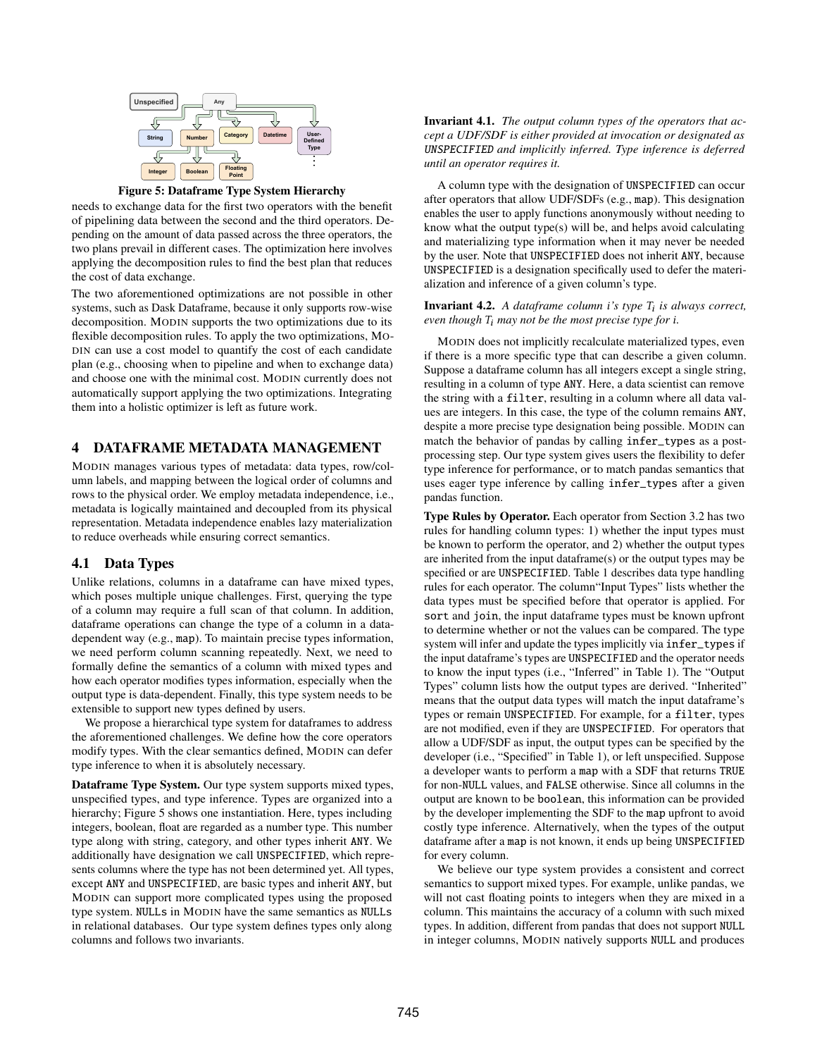Figure 5: Dataframe Type System Hierarchy

needs to exchange data for the first two operators with the benefit of pipelining data between the second and the third operators. Depending on the amount of data passed across the three operators, the two plans prevail in different cases. The optimization here involves applying the decomposition rules to find the best plan that reduces the cost of data exchange.

The two aforementioned optimizations are not possible in other systems, such as Dask Dataframe, because it only supports row-wise decomposition. MODIN supports the two optimizations due to its flexible decomposition rules. To apply the two optimizations, MODIN can use a cost model to quantify the cost of each candidate plan (e.g., choosing when to pipeline and when to exchange data) and choose one with the minimal cost. MODIN currently does not automatically support applying the two optimizations. Integrating them into a holistic optimizer is left as future work.

## 4 DATAFRAME METADATA MANAGEMENT

MODIN manages various types of metadata: data types, row/column labels, and mapping between the logical order of columns and rows to the physical order. We employ metadata independence, i.e., metadata is logically maintained and decoupled from its physical representation. Metadata independence enables lazy materialization to reduce overheads while ensuring correct semantics.

### 4.1 Data Types

Unlike relations, columns in a dataframe can have mixed types, which poses multiple unique challenges. First, querying the type of a column may require a full scan of that column. In addition, dataframe operations can change the type of a column in a data-dependent way (e.g., `map`). To maintain precise types information, we need perform column scanning repeatedly. Next, we need to formally define the semantics of a column with mixed types and how each operator modifies types information, especially when the output type is data-dependent. Finally, this type system needs to be extensible to support new types defined by users.

We propose a hierarchical type system for dataframes to address the aforementioned challenges. We define how the core operators modify types. With the clear semantics defined, MODIN can defer type inference to when it is absolutely necessary.

**Dataframe Type System.** Our type system supports mixed types, unspecified types, and type inference. Types are organized into a hierarchy; Figure 5 shows one instantiation. Here, types including integers, boolean, float are regarded as a number type. This number type along with string, category, and other types inherit `ANY`. We additionally have designation we call `UNSPECIFIED`, which represents columns where the type has not been determined yet. All types, except `ANY` and `UNSPECIFIED`, are basic types and inherit `ANY`, but MODIN can support more complicated types using the proposed type system. `NULL`s in MODIN have the same semantics as `NULL`s in relational databases. Our type system defines types only along columns and follows two invariants.

**Invariant 4.1.** *The output column types of the operators that accept a UDF/SDF is either provided at invocation or designated as* `UNSPECIFIED` *and implicitly inferred. Type inference is deferred until an operator requires it.*

A column type with the designation of `UNSPECIFIED` can occur after operators that allow UDF/SDFs (e.g., `map`). This designation enables the user to apply functions anonymously without needing to know what the output type(s) will be, and helps avoid calculating and materializing type information when it may never be needed by the user. Note that `UNSPECIFIED` does not inherit `ANY`, because `UNSPECIFIED` is a designation specifically used to defer the materialization and inference of a given column's type.

**Invariant 4.2.** *A dataframe column i's type $T_i$ is always correct, even though $T_i$ may not be the most precise type for i.*

MODIN does not implicitly recalculate materialized types, even if there is a more specific type that can describe a given column. Suppose a dataframe column has all integers except a single string, resulting in a column of type `ANY`. Here, a data scientist can remove the string with a `filter`, resulting in a column where all data values are integers. In this case, the type of the column remains `ANY`, despite a more precise type designation being possible. MODIN can match the behavior of pandas by calling `infer_types` as a post-processing step. Our type system gives users the flexibility to defer type inference for performance, or to match pandas semantics that uses eager type inference by calling `infer_types` after a given pandas function.

**Type Rules by Operator.** Each operator from Section 3.2 has two rules for handling column types: 1) whether the input types must be known to perform the operator, and 2) whether the output types are inherited from the input dataframe(s) or the output types may be specified or are `UNSPECIFIED`. Table 1 describes data type handling rules for each operator. The column"Input Types" lists whether the data types must be specified before that operator is applied. For `sort` and `join`, the input dataframe types must be known upfront to determine whether or not the values can be compared. The type system will infer and update the types implicitly via `infer_types` if the input dataframe's types are `UNSPECIFIED` and the operator needs to know the input types (i.e., "Inferred" in Table 1). The "Output Types" column lists how the output types are derived. "Inherited" means that the output data types will match the input dataframe's types or remain `UNSPECIFIED`. For example, for a `filter`, types are not modified, even if they are `UNSPECIFIED`. For operators that allow a UDF/SDF as input, the output types can be specified by the developer (i.e., "Specified" in Table 1), or left unspecified. Suppose a developer wants to perform a `map` with a SDF that returns `TRUE` for non-`NULL` values, and `FALSE` otherwise. Since all columns in the output are known to be `boolean`, this information can be provided by the developer implementing the SDF to the `map` upfront to avoid costly type inference. Alternatively, when the types of the output dataframe after a `map` is not known, it ends up being `UNSPECIFIED` for every column.

We believe our type system provides a consistent and correct semantics to support mixed types. For example, unlike pandas, we will not cast floating points to integers when they are mixed in a column. This maintains the accuracy of a column with such mixed types. In addition, different from pandas that does not support `NULL` in integer columns, MODIN natively supports `NULL` and produces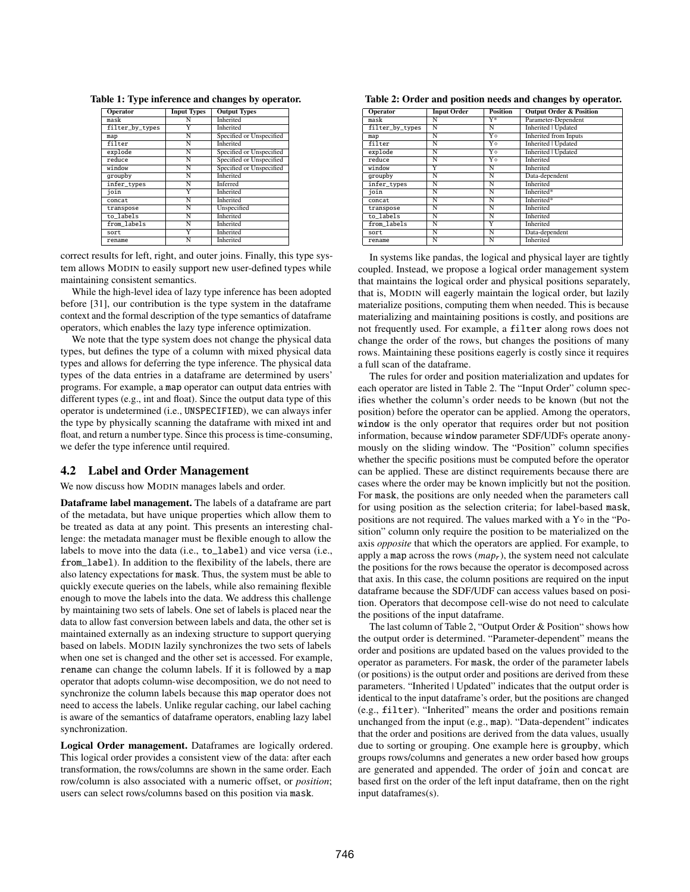**Table 1: Type inference and changes by operator.**

| Operator | Input Types | Output Types |
|---|---|---|
| mask | N | Inherited |
| filter_by_types | Y | Inherited |
| map | N | Specified or Unspecified |
| filter | N | Inherited |
| explode | N | Specified or Unspecified |
| reduce | N | Specified or Unspecified |
| window | N | Specified or Unspecified |
| groupby | N | Inherited |
| infer_types | N | Inferred |
| join | Y | Inherited |
| concat | N | Inherited |
| transpose | N | Unspecified |
| to_labels | N | Inherited |
| from_labels | N | Inherited |
| sort | Y | Inherited |
| rename | N | Inherited |

correct results for left, right, and outer joins. Finally, this type system allows MODIN to easily support new user-defined types while maintaining consistent semantics.

While the high-level idea of lazy type inference has been adopted before [31], our contribution is the type system in the dataframe context and the formal description of the type semantics of dataframe operators, which enables the lazy type inference optimization.

We note that the type system does not change the physical data types, but defines the type of a column with mixed physical data types and allows for deferring the type inference. The physical data types of the data entries in a dataframe are determined by users' programs. For example, a map operator can output data entries with different types (e.g., int and float). Since the output data type of this operator is undetermined (i.e., UNSPECIFIED), we can always infer the type by physically scanning the dataframe with mixed int and float, and return a number type. Since this process is time-consuming, we defer the type inference until required.

## 4.2 Label and Order Management

We now discuss how MODIN manages labels and order.

**Dataframe label management.** The labels of a dataframe are part of the metadata, but have unique properties which allow them to be treated as data at any point. This presents an interesting challenge: the metadata manager must be flexible enough to allow the labels to move into the data (i.e., to_label) and vice versa (i.e., from_label). In addition to the flexibility of the labels, there are also latency expectations for mask. Thus, the system must be able to quickly execute queries on the labels, while also remaining flexible enough to move the labels into the data. We address this challenge by maintaining two sets of labels. One set of labels is placed near the data to allow fast conversion between labels and data, the other set is maintained externally as an indexing structure to support querying based on labels. MODIN lazily synchronizes the two sets of labels when one set is changed and the other set is accessed. For example, rename can change the column labels. If it is followed by a map operator that adopts column-wise decomposition, we do not need to synchronize the column labels because this map operator does not need to access the labels. Unlike regular caching, our label caching is aware of the semantics of dataframe operators, enabling lazy label synchronization.

**Logical Order management.** Dataframes are logically ordered. This logical order provides a consistent view of the data: after each transformation, the rows/columns are shown in the same order. Each row/column is also associated with a numeric offset, or *position*; users can select rows/columns based on this position via mask.

**Table 2: Order and position needs and changes by operator.**

| Operator | Input Order | Position | Output Order & Position |
|---|---|---|---|
| mask | N | Y* | Parameter-Dependent |
| filter_by_types | N | N | Inherited \| Updated |
| map | N | Y⋄ | Inherited from Inputs |
| filter | N | Y⋄ | Inherited \| Updated |
| explode | N | Y⋄ | Inherited \| Updated |
| reduce | N | Y⋄ | Inherited |
| window | Y | N | Inherited |
| groupby | N | N | Data-dependent |
| infer_types | N | N | Inherited |
| join | N | N | Inherited* |
| concat | N | N | Inherited* |
| transpose | N | N | Inherited |
| to_labels | N | N | Inherited |
| from_labels | N | Y | Inherited |
| sort | N | N | Data-dependent |
| rename | N | N | Inherited |

In systems like pandas, the logical and physical layer are tightly coupled. Instead, we propose a logical order management system that maintains the logical order and physical positions separately, that is, MODIN will eagerly maintain the logical order, but lazily materialize positions, computing them when needed. This is because materializing and maintaining positions is costly, and positions are not frequently used. For example, a filter along rows does not change the order of the rows, but changes the positions of many rows. Maintaining these positions eagerly is costly since it requires a full scan of the dataframe.

The rules for order and position materialization and updates for each operator are listed in Table 2. The "Input Order" column specifies whether the column's order needs to be known (but not the position) before the operator can be applied. Among the operators, window is the only operator that requires order but not position information, because window parameter SDF/UDFs operate anonymously on the sliding window. The "Position" column specifies whether the specific positions must be computed before the operator can be applied. These are distinct requirements because there are cases where the order may be known implicitly but not the position. For mask, the positions are only needed when the parameters call for using position as the selection criteria; for label-based mask, positions are not required. The values marked with a Y⋄ in the "Position" column only require the position to be materialized on the axis *opposite* that which the operators are applied. For example, to apply a map across the rows ($map_r$), the system need not calculate the positions for the rows because the operator is decomposed across that axis. In this case, the column positions are required on the input dataframe because the SDF/UDF can access values based on position. Operators that decompose cell-wise do not need to calculate the positions of the input dataframe.

The last column of Table 2, "Output Order & Position" shows how the output order is determined. "Parameter-dependent" means the order and positions are updated based on the values provided to the operator as parameters. For mask, the order of the parameter labels (or positions) is the output order and positions are derived from these parameters. "Inherited | Updated" indicates that the output order is identical to the input dataframe's order, but the positions are changed (e.g., filter). "Inherited" means the order and positions remain unchanged from the input (e.g., map). "Data-dependent" indicates that the order and positions are derived from the data values, usually due to sorting or grouping. One example here is groupby, which groups rows/columns and generates a new order based how groups are generated and appended. The order of join and concat are based first on the order of the left input dataframe, then on the right input dataframes(s).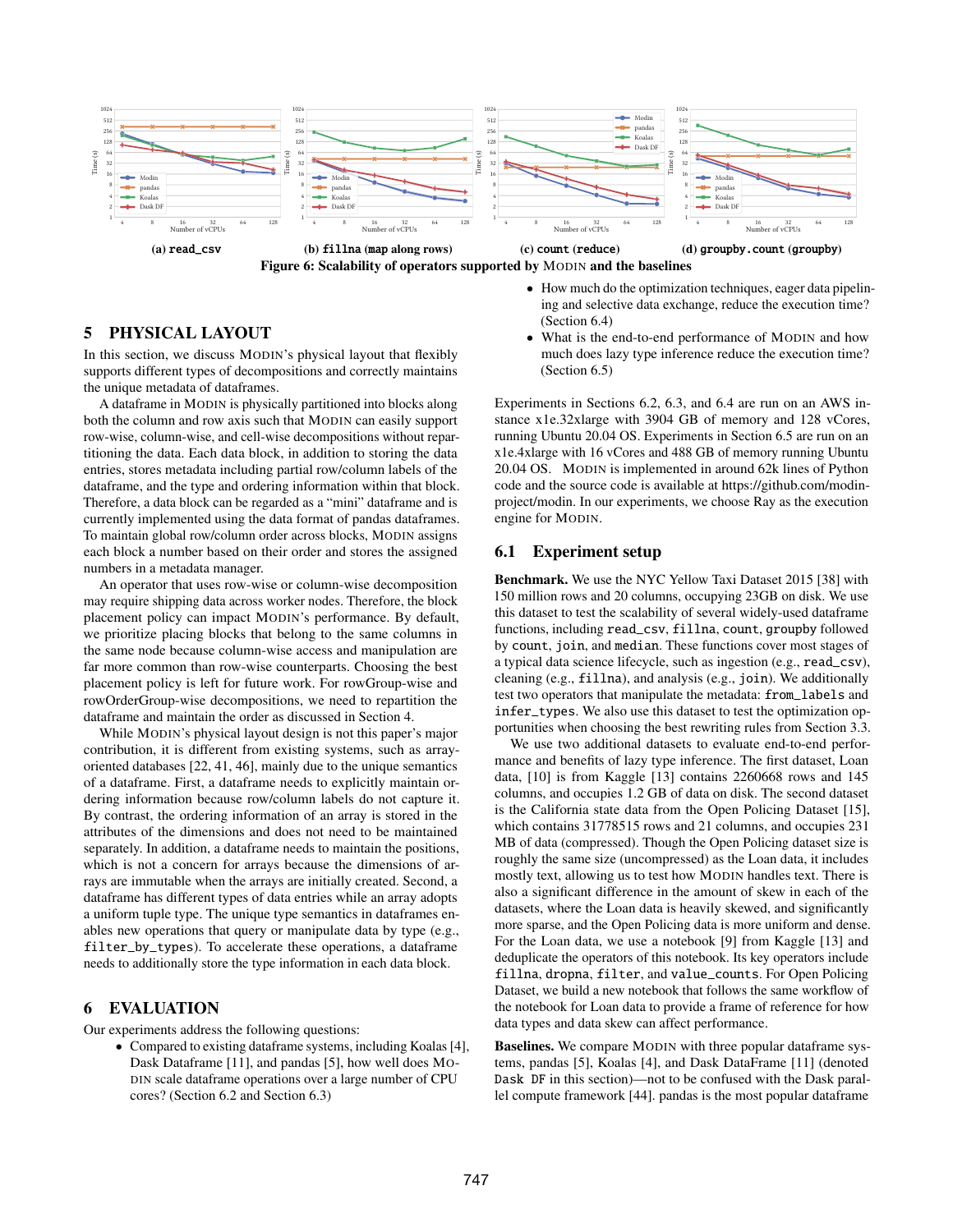(a) read_csv (b) fillna (map along rows) (c) count (reduce) (d) groupby.count (groupby)

**Figure 6: Scalability of operators supported by MODIN and the baselines**

## 5 PHYSICAL LAYOUT

In this section, we discuss MODIN's physical layout that flexibly supports different types of decompositions and correctly maintains the unique metadata of dataframes.

A dataframe in MODIN is physically partitioned into blocks along both the column and row axis such that MODIN can easily support row-wise, column-wise, and cell-wise decompositions without repartitioning the data. Each data block, in addition to storing the data entries, stores metadata including partial row/column labels of the dataframe, and the type and ordering information within that block. Therefore, a data block can be regarded as a "mini" dataframe and is currently implemented using the data format of pandas dataframes. To maintain global row/column order across blocks, MODIN assigns each block a number based on their order and stores the assigned numbers in a metadata manager.

An operator that uses row-wise or column-wise decomposition may require shipping data across worker nodes. Therefore, the block placement policy can impact MODIN's performance. By default, we prioritize placing blocks that belong to the same columns in the same node because column-wise access and manipulation are far more common than row-wise counterparts. Choosing the best placement policy is left for future work. For rowGroup-wise and rowOrderGroup-wise decompositions, we need to repartition the dataframe and maintain the order as discussed in Section 4.

While MODIN's physical layout design is not this paper's major contribution, it is different from existing systems, such as array-oriented databases [22, 41, 46], mainly due to the unique semantics of a dataframe. First, a dataframe needs to explicitly maintain ordering information because row/column labels do not capture it. By contrast, the ordering information of an array is stored in the attributes of the dimensions and does not need to be maintained separately. In addition, a dataframe needs to maintain the positions, which is not a concern for arrays because the dimensions of arrays are immutable when the arrays are initially created. Second, a dataframe has different types of data entries while an array adopts a uniform tuple type. The unique type semantics in dataframes enables new operations that query or manipulate data by type (e.g., filter_by_types). To accelerate these operations, a dataframe needs to additionally store the type information in each data block.

## 6 EVALUATION

Our experiments address the following questions:

- Compared to existing dataframe systems, including Koalas [4], Dask Dataframe [11], and pandas [5], how well does MODIN scale dataframe operations over a large number of CPU cores? (Section 6.2 and Section 6.3)
- How much do the optimization techniques, eager data pipelining and selective data exchange, reduce the execution time? (Section 6.4)
- What is the end-to-end performance of MODIN and how much does lazy type inference reduce the execution time? (Section 6.5)

Experiments in Sections 6.2, 6.3, and 6.4 are run on an AWS instance x1e.32xlarge with 3904 GB of memory and 128 vCores, running Ubuntu 20.04 OS. Experiments in Section 6.5 are run on an x1e.4xlarge with 16 vCores and 488 GB of memory running Ubuntu 20.04 OS. MODIN is implemented in around 62k lines of Python code and the source code is available at https://github.com/modin-project/modin. In our experiments, we choose Ray as the execution engine for MODIN.

### 6.1 Experiment setup

**Benchmark.** We use the NYC Yellow Taxi Dataset 2015 [38] with 150 million rows and 20 columns, occupying 23GB on disk. We use this dataset to test the scalability of several widely-used dataframe functions, including read_csv, fillna, count, groupby followed by count, join, and median. These functions cover most stages of a typical data science lifecycle, such as ingestion (e.g., read_csv), cleaning (e.g., fillna), and analysis (e.g., join). We additionally test two operators that manipulate the metadata: from_labels and infer_types. We also use this dataset to test the optimization opportunities when choosing the best rewriting rules from Section 3.3.

We use two additional datasets to evaluate end-to-end performance and benefits of lazy type inference. The first dataset, Loan data, [10] is from Kaggle [13] contains 2260668 rows and 145 columns, and occupies 1.2 GB of data on disk. The second dataset is the California state data from the Open Policing Dataset [15], which contains 31778515 rows and 21 columns, and occupies 231 MB of data (compressed). Though the Open Policing dataset size is roughly the same size (uncompressed) as the Loan data, it includes mostly text, allowing us to test how MODIN handles text. There is also a significant difference in the amount of skew in each of the datasets, where the Loan data is heavily skewed, and significantly more sparse, and the Open Policing data is more uniform and dense. For the Loan data, we use a notebook [9] from Kaggle [13] and deduplicate the operators of this notebook. Its key operators include fillna, dropna, filter, and value_counts. For Open Policing Dataset, we build a new notebook that follows the same workflow of the notebook for Loan data to provide a frame of reference for how data types and data skew can affect performance.

**Baselines.** We compare MODIN with three popular dataframe systems, pandas [5], Koalas [4], and Dask DataFrame [11] (denoted Dask DF in this section)—not to be confused with the Dask parallel compute framework [44]. pandas is the most popular dataframe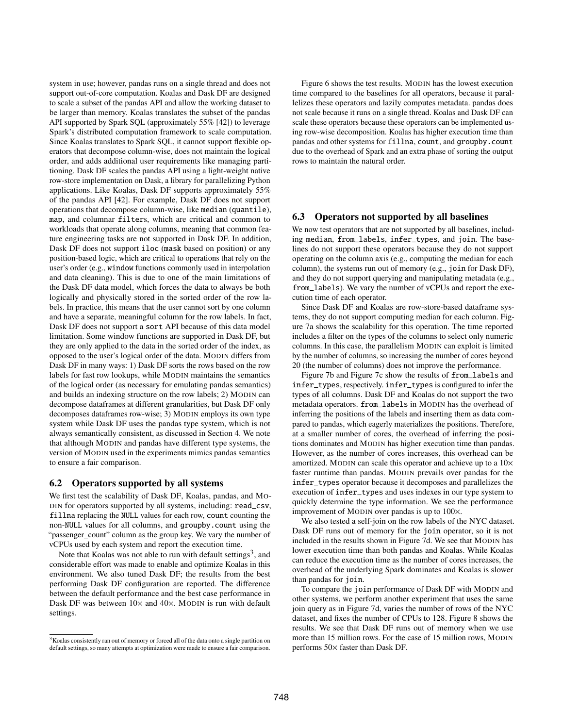system in use; however, pandas runs on a single thread and does not support out-of-core computation. Koalas and Dask DF are designed to scale a subset of the pandas API and allow the working dataset to be larger than memory. Koalas translates the subset of the pandas API supported by Spark SQL (approximately 55% [42]) to leverage Spark's distributed computation framework to scale computation. Since Koalas translates to Spark SQL, it cannot support flexible operators that decompose column-wise, does not maintain the logical order, and adds additional user requirements like managing partitioning. Dask DF scales the pandas API using a light-weight native row-store implementation on Dask, a library for parallelizing Python applications. Like Koalas, Dask DF supports approximately 55% of the pandas API [42]. For example, Dask DF does not support operations that decompose column-wise, like `median` (`quantile`), `map`, and columnar `filters`, which are critical and common to workloads that operate along columns, meaning that common feature engineering tasks are not supported in Dask DF. In addition, Dask DF does not support `iloc` (`mask` based on position) or any position-based logic, which are critical to operations that rely on the user's order (e.g., `window` functions commonly used in interpolation and data cleaning). This is due to one of the main limitations of the Dask DF data model, which forces the data to always be both logically and physically stored in the sorted order of the row labels. In practice, this means that the user cannot sort by one column and have a separate, meaningful column for the row labels. In fact, Dask DF does not support a `sort` API because of this data model limitation. Some window functions are supported in Dask DF, but they are only applied to the data in the sorted order of the index, as opposed to the user's logical order of the data. MODIN differs from Dask DF in many ways: 1) Dask DF sorts the rows based on the row labels for fast row lookups, while MODIN maintains the semantics of the logical order (as necessary for emulating pandas semantics) and builds an indexing structure on the row labels; 2) MODIN can decompose dataframes at different granularities, but Dask DF only decomposes dataframes row-wise; 3) MODIN employs its own type system while Dask DF uses the pandas type system, which is not always semantically consistent, as discussed in Section 4. We note that although MODIN and pandas have different type systems, the version of MODIN used in the experiments mimics pandas semantics to ensure a fair comparison.

## 6.2 Operators supported by all systems

We first test the scalability of Dask DF, Koalas, pandas, and MODIN for operators supported by all systems, including: `read_csv`, `fillna` replacing the `NULL` values for each row, `count` counting the non-`NULL` values for all columns, and `groupby.count` using the "passenger_count" column as the group key. We vary the number of vCPUs used by each system and report the execution time.

Note that Koalas was not able to run with default settings[3], and considerable effort was made to enable and optimize Koalas in this environment. We also tuned Dask DF; the results from the best performing Dask DF configuration are reported. The difference between the default performance and the best case performance in Dask DF was between 10× and 40×. MODIN is run with default settings.

[3] Koalas consistently ran out of memory or forced all of the data onto a single partition on default settings, so many attempts at optimization were made to ensure a fair comparison.

Figure 6 shows the test results. MODIN has the lowest execution time compared to the baselines for all operators, because it parallelizes these operators and lazily computes metadata. pandas does not scale because it runs on a single thread. Koalas and Dask DF can scale these operators because these operators can be implemented using row-wise decomposition. Koalas has higher execution time than pandas and other systems for `fillna`, `count`, and `groupby.count` due to the overhead of Spark and an extra phase of sorting the output rows to maintain the natural order.

## 6.3 Operators not supported by all baselines

We now test operators that are not supported by all baselines, including `median`, `from_labels`, `infer_types`, and `join`. The baselines do not support these operators because they do not support operating on the column axis (e.g., computing the median for each column), the systems run out of memory (e.g., `join` for Dask DF), and they do not support querying and manipulating metadata (e.g., `from_labels`). We vary the number of vCPUs and report the execution time of each operator.

Since Dask DF and Koalas are row-store-based dataframe systems, they do not support computing median for each column. Figure 7a shows the scalability for this operation. The time reported includes a filter on the types of the columns to select only numeric columns. In this case, the parallelism MODIN can exploit is limited by the number of columns, so increasing the number of cores beyond 20 (the number of columns) does not improve the performance.

Figure 7b and Figure 7c show the results of `from_labels` and `infer_types`, respectively. `infer_types` is configured to infer the types of all columns. Dask DF and Koalas do not support the two metadata operators. `from_labels` in MODIN has the overhead of inferring the positions of the labels and inserting them as data compared to pandas, which eagerly materializes the positions. Therefore, at a smaller number of cores, the overhead of inferring the positions dominates and MODIN has higher execution time than pandas. However, as the number of cores increases, this overhead can be amortized. MODIN can scale this operator and achieve up to a 10× faster runtime than pandas. MODIN prevails over pandas for the `infer_types` operator because it decomposes and parallelizes the execution of `infer_types` and uses indexes in our type system to quickly determine the type information. We see the performance improvement of MODIN over pandas is up to 100×.

We also tested a self-join on the row labels of the NYC dataset. Dask DF runs out of memory for the `join` operator, so it is not included in the results shown in Figure 7d. We see that MODIN has lower execution time than both pandas and Koalas. While Koalas can reduce the execution time as the number of cores increases, the overhead of the underlying Spark dominates and Koalas is slower than pandas for `join`.

To compare the `join` performance of Dask DF with MODIN and other systems, we perform another experiment that uses the same join query as in Figure 7d, varies the number of rows of the NYC dataset, and fixes the number of CPUs to 128. Figure 8 shows the results. We see that Dask DF runs out of memory when we use more than 15 million rows. For the case of 15 million rows, MODIN performs 50× faster than Dask DF.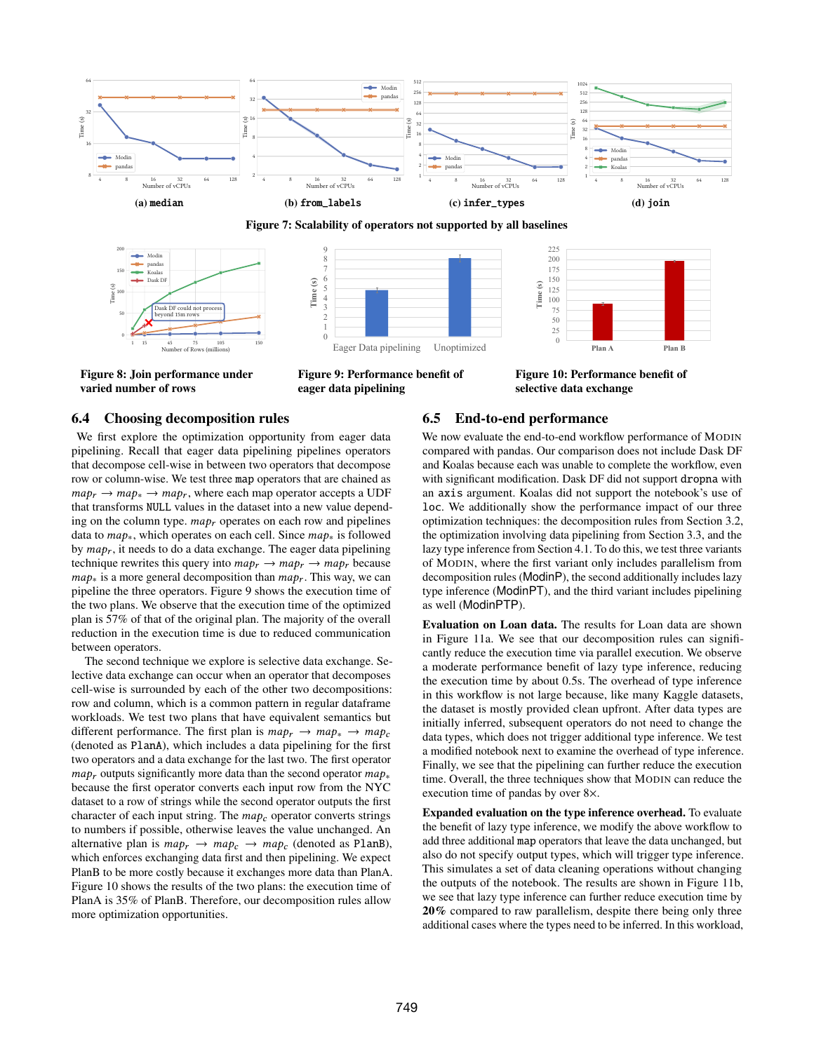(a) `median`

(b) `from_labels`

(c) `infer_types`

(d) `join`

**Figure 7: Scalability of operators not supported by all baselines**

**Figure 8: Join performance under varied number of rows**

**Figure 9: Performance benefit of eager data pipelining**

**Figure 10: Performance benefit of selective data exchange**

## 6.4 Choosing decomposition rules

We first explore the optimization opportunity from eager data pipelining. Recall that eager data pipelining pipelines operators that decompose cell-wise in between two operators that decompose row or column-wise. We test three `map` operators that are chained as $map_r \rightarrow map_* \rightarrow map_r$, where each map operator accepts a UDF that transforms `NULL` values in the dataset into a new value depending on the column type. $map_r$ operates on each row and pipelines data to $map_*$, which operates on each cell. Since $map_*$ is followed by $map_r$, it needs to do a data exchange. The eager data pipelining technique rewrites this query into $map_r \rightarrow map_r \rightarrow map_r$ because $map_*$ is a more general decomposition than $map_r$. This way, we can pipeline the three operators. Figure 9 shows the execution time of the two plans. We observe that the execution time of the optimized plan is 57% of that of the original plan. The majority of the overall reduction in the execution time is due to reduced communication between operators.

The second technique we explore is selective data exchange. Selective data exchange can occur when an operator that decomposes cell-wise is surrounded by each of the other two decompositions: row and column, which is a common pattern in regular dataframe workloads. We test two plans that have equivalent semantics but different performance. The first plan is $map_r \rightarrow map_* \rightarrow map_c$ (denoted as `PlanA`), which includes a data pipelining for the first two operators and a data exchange for the last two. The first operator $map_r$ outputs significantly more data than the second operator $map_*$ because the first operator converts each input row from the NYC dataset to a row of strings while the second operator outputs the first character of each input string. The $map_c$ operator converts strings to numbers if possible, otherwise leaves the value unchanged. An alternative plan is $map_r \rightarrow map_c \rightarrow map_c$ (denoted as `PlanB`), which enforces exchanging data first and then pipelining. We expect PlanB to be more costly because it exchanges more data than PlanA. Figure 10 shows the results of the two plans: the execution time of PlanA is 35% of PlanB. Therefore, our decomposition rules allow more optimization opportunities.

## 6.5 End-to-end performance

We now evaluate the end-to-end workflow performance of Modin compared with pandas. Our comparison does not include Dask DF and Koalas because each was unable to complete the workflow, even with significant modification. Dask DF did not support `dropna` with an `axis` argument. Koalas did not support the notebook's use of `loc`. We additionally show the performance impact of our three optimization techniques: the decomposition rules from Section 3.2, the optimization involving data pipelining from Section 3.3, and the lazy type inference from Section 4.1. To do this, we test three variants of Modin, where the first variant only includes parallelism from decomposition rules (ModinP), the second additionally includes lazy type inference (ModinPT), and the third variant includes pipelining as well (ModinPTP).

**Evaluation on Loan data.** The results for Loan data are shown in Figure 11a. We see that our decomposition rules can significantly reduce the execution time via parallel execution. We observe a moderate performance benefit of lazy type inference, reducing the execution time by about 0.5s. The overhead of type inference in this workflow is not large because, like many Kaggle datasets, the dataset is mostly provided clean upfront. After data types are initially inferred, subsequent operators do not need to change the data types, which does not trigger additional type inference. We test a modified notebook next to examine the overhead of type inference. Finally, we see that the pipelining can further reduce the execution time. Overall, the three techniques show that Modin can reduce the execution time of pandas by over 8×.

**Expanded evaluation on the type inference overhead.** To evaluate the benefit of lazy type inference, we modify the above workflow to add three additional `map` operators that leave the data unchanged, but also do not specify output types, which will trigger type inference. This simulates a set of data cleaning operations without changing the outputs of the notebook. The results are shown in Figure 11b, we see that lazy type inference can further reduce execution time by **20%** compared to raw parallelism, despite there being only three additional cases where the types need to be inferred. In this workload,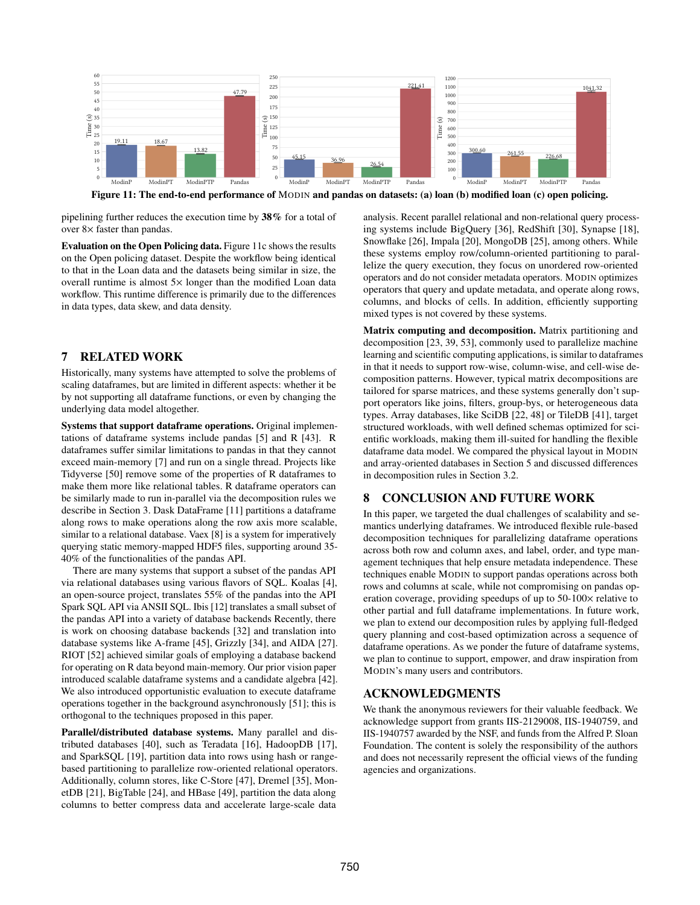Figure 11: The end-to-end performance of MODIN and pandas on datasets: (a) loan (b) modified loan (c) open policing.

pipelining further reduces the execution time by **38%** for a total of over 8× faster than pandas.

**Evaluation on the Open Policing data.** Figure 11c shows the results on the Open policing dataset. Despite the workflow being identical to that in the Loan data and the datasets being similar in size, the overall runtime is almost 5× longer than the modified Loan data workflow. This runtime difference is primarily due to the differences in data types, data skew, and data density.

# 7 RELATED WORK

Historically, many systems have attempted to solve the problems of scaling dataframes, but are limited in different aspects: whether it be by not supporting all dataframe functions, or even by changing the underlying data model altogether.

**Systems that support dataframe operations.** Original implementations of dataframe systems include pandas [5] and R [43]. R dataframes suffer similar limitations to pandas in that they cannot exceed main-memory [7] and run on a single thread. Projects like Tidyverse [50] remove some of the properties of R dataframes to make them more like relational tables. R dataframe operators can be similarly made to run in-parallel via the decomposition rules we describe in Section 3. Dask DataFrame [11] partitions a dataframe along rows to make operations along the row axis more scalable, similar to a relational database. Vaex [8] is a system for imperatively querying static memory-mapped HDF5 files, supporting around 35-40% of the functionalities of the pandas API.

There are many systems that support a subset of the pandas API via relational databases using various flavors of SQL. Koalas [4], an open-source project, translates 55% of the pandas into the API Spark SQL API via ANSII SQL. Ibis [12] translates a small subset of the pandas API into a variety of database backends Recently, there is work on choosing database backends [32] and translation into database systems like A-frame [45], Grizzly [34], and AIDA [27]. RIOT [52] achieved similar goals of employing a database backend for operating on R data beyond main-memory. Our prior vision paper introduced scalable dataframe systems and a candidate algebra [42]. We also introduced opportunistic evaluation to execute dataframe operations together in the background asynchronously [51]; this is orthogonal to the techniques proposed in this paper.

**Parallel/distributed database systems.** Many parallel and distributed databases [40], such as Teradata [16], HadoopDB [17], and SparkSQL [19], partition data into rows using hash or range-based partitioning to parallelize row-oriented relational operators. Additionally, column stores, like C-Store [47], Dremel [35], MonetDB [21], BigTable [24], and HBase [49], partition the data along columns to better compress data and accelerate large-scale data analysis. Recent parallel relational and non-relational query processing systems include BigQuery [36], RedShift [30], Synapse [18], Snowflake [26], Impala [20], MongoDB [25], among others. While these systems employ row/column-oriented partitioning to parallelize the query execution, they focus on unordered row-oriented operators and do not consider metadata operators. MODIN optimizes operators that query and update metadata, and operate along rows, columns, and blocks of cells. In addition, efficiently supporting mixed types is not covered by these systems.

**Matrix computing and decomposition.** Matrix partitioning and decomposition [23, 39, 53], commonly used to parallelize machine learning and scientific computing applications, is similar to dataframes in that it needs to support row-wise, column-wise, and cell-wise decomposition patterns. However, typical matrix decompositions are tailored for sparse matrices, and these systems generally don't support operators like joins, filters, group-bys, or heterogeneous data types. Array databases, like SciDB [22, 48] or TileDB [41], target structured workloads, with well defined schemas optimized for scientific workloads, making them ill-suited for handling the flexible dataframe data model. We compared the physical layout in MODIN and array-oriented databases in Section 5 and discussed differences in decomposition rules in Section 3.2.

# 8 CONCLUSION AND FUTURE WORK

In this paper, we targeted the dual challenges of scalability and semantics underlying dataframes. We introduced flexible rule-based decomposition techniques for parallelizing dataframe operations across both row and column axes, and label, order, and type management techniques that help ensure metadata independence. These techniques enable MODIN to support pandas operations across both rows and columns at scale, while not compromising on pandas operation coverage, providing speedups of up to 50-100× relative to other partial and full dataframe implementations. In future work, we plan to extend our decomposition rules by applying full-fledged query planning and cost-based optimization across a sequence of dataframe operations. As we ponder the future of dataframe systems, we plan to continue to support, empower, and draw inspiration from MODIN's many users and contributors.

# ACKNOWLEDGMENTS

We thank the anonymous reviewers for their valuable feedback. We acknowledge support from grants IIS-2129008, IIS-1940759, and IIS-1940757 awarded by the NSF, and funds from the Alfred P. Sloan Foundation. The content is solely the responsibility of the authors and does not necessarily represent the official views of the funding agencies and organizations.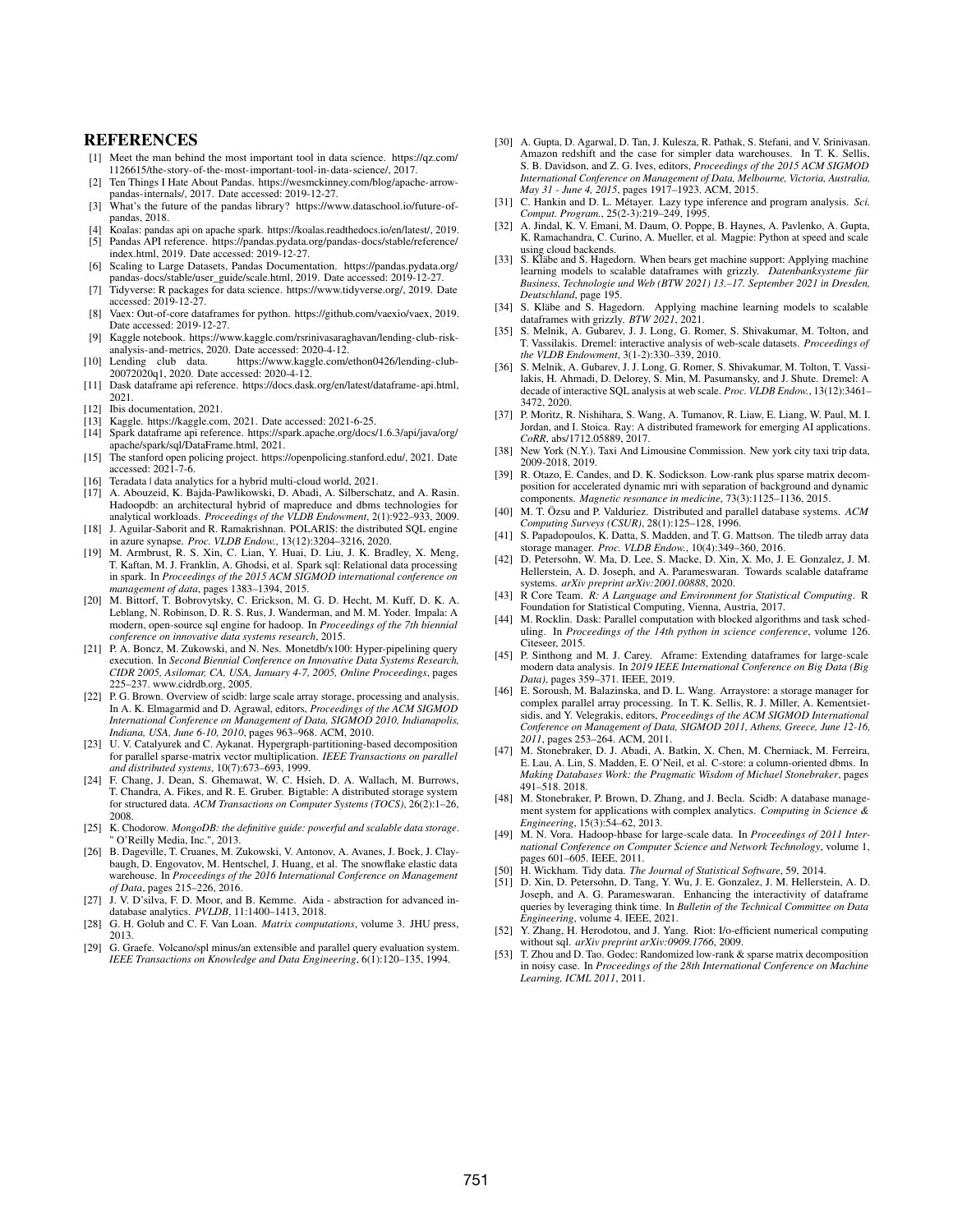## REFERENCES

[1] Meet the man behind the most important tool in data science. https://qz.com/1126615/the-story-of-the-most-important-tool-in-data-science/, 2017.

[2] Ten Things I Hate About Pandas. https://wesmckinney.com/blog/apache-arrow-pandas-internals/, 2017. Date accessed: 2019-12-27.

[3] What's the future of the pandas library? https://www.dataschool.io/future-of-pandas, 2018.

[4] Koalas: pandas api on apache spark. https://koalas.readthedocs.io/en/latest/, 2019.

[5] Pandas API reference. https://pandas.pydata.org/pandas-docs/stable/reference/index.html, 2019. Date accessed: 2019-12-27.

[6] Scaling to Large Datasets, Pandas Documentation. https://pandas.pydata.org/pandas-docs/stable/user_guide/scale.html, 2019. Date accessed: 2019-12-27.

[7] Tidyverse: R packages for data science. https://www.tidyverse.org/, 2019. Date accessed: 2019-12-27.

[8] Vaex: Out-of-core dataframes for python. https://github.com/vaexio/vaex, 2019. Date accessed: 2019-12-27.

[9] Kaggle notebook. https://www.kaggle.com/rsrinivasaraghavan/lending-club-risk-analysis-and-metrics, 2020. Date accessed: 2020-4-12.

[10] Lending club data. https://www.kaggle.com/ethon0426/lending-club-20072020q1, 2020. Date accessed: 2020-4-12.

[11] Dask dataframe api reference. https://docs.dask.org/en/latest/dataframe-api.html, 2021.

[12] Ibis documentation, 2021.

[13] Kaggle. https://kaggle.com, 2021. Date accessed: 2021-6-25.

[14] Spark dataframe api reference. https://spark.apache.org/docs/1.6.3/api/java/org/apache/spark/sql/DataFrame.html, 2021.

[15] The stanford open policing project. https://openpolicing.stanford.edu/, 2021. Date accessed: 2021-7-6.

[16] Teradata | data analytics for a hybrid multi-cloud world, 2021.

[17] A. Abouzeid, K. Bajda-Pawlikowski, D. Abadi, A. Silberschatz, and A. Rasin. Hadoopdb: an architectural hybrid of mapreduce and dbms technologies for analytical workloads. *Proceedings of the VLDB Endowment*, 2(1):922–933, 2009.

[18] J. Aguilar-Saborit and R. Ramakrishnan. POLARIS: the distributed SQL engine in azure synapse. *Proc. VLDB Endow.*, 13(12):3204–3216, 2020.

[19] M. Armbrust, R. S. Xin, C. Lian, Y. Huai, D. Liu, J. K. Bradley, X. Meng, T. Kaftan, M. J. Franklin, A. Ghodsi, et al. Spark sql: Relational data processing in spark. In *Proceedings of the 2015 ACM SIGMOD international conference on management of data*, pages 1383–1394, 2015.

[20] M. Bittorf, T. Bobrovytsky, C. Erickson, M. G. D. Hecht, M. Kuff, D. K. A. Leblang, N. Robinson, D. R. S. Rus, J. Wanderman, and M. M. Yoder. Impala: A modern, open-source sql engine for hadoop. In *Proceedings of the 7th biennial conference on innovative data systems research*, 2015.

[21] P. A. Boncz, M. Zukowski, and N. Nes. Monetdb/x100: Hyper-pipelining query execution. In *Second Biennial Conference on Innovative Data Systems Research, CIDR 2005, Asilomar, CA, USA, January 4-7, 2005, Online Proceedings*, pages 225–237. www.cidrdb.org, 2005.

[22] P. G. Brown. Overview of scidb: large scale array storage, processing and analysis. In A. K. Elmagarmid and D. Agrawal, editors, *Proceedings of the ACM SIGMOD International Conference on Management of Data, SIGMOD 2010, Indianapolis, Indiana, USA, June 6-10, 2010*, pages 963–968. ACM, 2010.

[23] U. V. Catalyurek and C. Aykanat. Hypergraph-partitioning-based decomposition for parallel sparse-matrix vector multiplication. *IEEE Transactions on parallel and distributed systems*, 10(7):673–693, 1999.

[24] F. Chang, J. Dean, S. Ghemawat, W. C. Hsieh, D. A. Wallach, M. Burrows, T. Chandra, A. Fikes, and R. E. Gruber. Bigtable: A distributed storage system for structured data. *ACM Transactions on Computer Systems (TOCS)*, 26(2):1–26, 2008.

[25] K. Chodorow. *MongoDB: the definitive guide: powerful and scalable data storage*. " O'Reilly Media, Inc.", 2013.

[26] B. Dageville, T. Cruanes, M. Zukowski, V. Antonov, A. Avanes, J. Bock, J. Claybaugh, D. Engovatov, M. Hentschel, J. Huang, et al. The snowflake elastic data warehouse. In *Proceedings of the 2016 International Conference on Management of Data*, pages 215–226, 2016.

[27] J. V. D'silva, F. D. Moor, and B. Kemme. Aida - abstraction for advanced in-database analytics. *PVLDB*, 11:1400–1413, 2018.

[28] G. H. Golub and C. F. Van Loan. *Matrix computations*, volume 3. JHU press, 2013.

[29] G. Graefe. Volcano/spl minus/an extensible and parallel query evaluation system. *IEEE Transactions on Knowledge and Data Engineering*, 6(1):120–135, 1994.

[30] A. Gupta, D. Agarwal, D. Tan, J. Kulesza, R. Pathak, S. Stefani, and V. Srinivasan. Amazon redshift and the case for simpler data warehouses. In T. K. Sellis, S. B. Davidson, and Z. G. Ives, editors, *Proceedings of the 2015 ACM SIGMOD International Conference on Management of Data, Melbourne, Victoria, Australia, May 31 - June 4, 2015*, pages 1917–1923. ACM, 2015.

[31] C. Hankin and D. L. Métayer. Lazy type inference and program analysis. *Sci. Comput. Program.*, 25(2-3):219–249, 1995.

[32] A. Jindal, K. V. Emani, M. Daum, O. Poppe, B. Haynes, A. Pavlenko, A. Gupta, K. Ramachandra, C. Curino, A. Mueller, et al. Magpie: Python at speed and scale using cloud backends.

[33] S. Kläbe and S. Hagedorn. When bears get machine support: Applying machine learning models to scalable dataframes with grizzly. *Datenbanksysteme für Business, Technologie und Web (BTW 2021) 13.–17. September 2021 in Dresden, Deutschland*, page 195.

[34] S. Kläbe and S. Hagedorn. Applying machine learning models to scalable dataframes with grizzly. *BTW 2021*, 2021.

[35] S. Melnik, A. Gubarev, J. J. Long, G. Romer, S. Shivakumar, M. Tolton, and T. Vassilakis. Dremel: interactive analysis of web-scale datasets. *Proceedings of the VLDB Endowment*, 3(1-2):330–339, 2010.

[36] S. Melnik, A. Gubarev, J. J. Long, G. Romer, S. Shivakumar, M. Tolton, T. Vassilakis, H. Ahmadi, D. Delorey, S. Min, M. Pasumansky, and J. Shute. Dremel: A decade of interactive SQL analysis at web scale. *Proc. VLDB Endow.*, 13(12):3461–3472, 2020.

[37] P. Moritz, R. Nishihara, S. Wang, A. Tumanov, R. Liaw, E. Liang, W. Paul, M. I. Jordan, and I. Stoica. Ray: A distributed framework for emerging AI applications. *CoRR*, abs/1712.05889, 2017.

[38] New York (N.Y.). Taxi And Limousine Commission. New york city taxi trip data, 2009-2018, 2019.

[39] R. Otazo, E. Candes, and D. K. Sodickson. Low-rank plus sparse matrix decomposition for accelerated dynamic mri with separation of background and dynamic components. *Magnetic resonance in medicine*, 73(3):1125–1136, 2015.

[40] M. T. Özsu and P. Valduriez. Distributed and parallel database systems. *ACM Computing Surveys (CSUR)*, 28(1):125–128, 1996.

[41] S. Papadopoulos, K. Datta, S. Madden, and T. G. Mattson. The tiledb array data storage manager. *Proc. VLDB Endow.*, 10(4):349–360, 2016.

[42] D. Petersohn, W. Ma, D. Lee, S. Macke, D. Xin, X. Mo, J. E. Gonzalez, J. M. Hellerstein, A. D. Joseph, and A. Parameswaran. Towards scalable dataframe systems. *arXiv preprint arXiv:2001.00888*, 2020.

[43] R Core Team. *R: A Language and Environment for Statistical Computing*. R Foundation for Statistical Computing, Vienna, Austria, 2017.

[44] M. Rocklin. Dask: Parallel computation with blocked algorithms and task scheduling. In *Proceedings of the 14th python in science conference*, volume 126. Citeseer, 2015.

[45] P. Sinthong and M. J. Carey. Aframe: Extending dataframes for large-scale modern data analysis. In *2019 IEEE International Conference on Big Data (Big Data)*, pages 359–371. IEEE, 2019.

[46] E. Soroush, M. Balazinska, and D. L. Wang. Arraystore: a storage manager for complex parallel array processing. In T. K. Sellis, R. J. Miller, A. Kementsietsidis, and Y. Velegrakis, editors, *Proceedings of the ACM SIGMOD International Conference on Management of Data, SIGMOD 2011, Athens, Greece, June 12-16, 2011*, pages 253–264. ACM, 2011.

[47] M. Stonebraker, D. J. Abadi, A. Batkin, X. Chen, M. Cherniack, M. Ferreira, E. Lau, A. Lin, S. Madden, E. O'Neil, et al. C-store: a column-oriented dbms. In *Making Databases Work: the Pragmatic Wisdom of Michael Stonebraker*, pages 491–518. 2018.

[48] M. Stonebraker, P. Brown, D. Zhang, and J. Becla. Scidb: A database management system for applications with complex analytics. *Computing in Science & Engineering*, 15(3):54–62, 2013.

[49] M. N. Vora. Hadoop-hbase for large-scale data. In *Proceedings of 2011 International Conference on Computer Science and Network Technology*, volume 1, pages 601–605. IEEE, 2011.

[50] H. Wickham. Tidy data. *The Journal of Statistical Software*, 59, 2014.

[51] D. Xin, D. Petersohn, D. Tang, Y. Wu, J. E. Gonzalez, J. M. Hellerstein, A. D. Joseph, and A. G. Parameswaran. Enhancing the interactivity of dataframe queries by leveraging think time. In *Bulletin of the Technical Committee on Data Engineering*, volume 4. IEEE, 2021.

[52] Y. Zhang, H. Herodotou, and J. Yang. Riot: I/o-efficient numerical computing without sql. *arXiv preprint arXiv:0909.1766*, 2009.

[53] T. Zhou and D. Tao. Godec: Randomized low-rank & sparse matrix decomposition in noisy case. In *Proceedings of the 28th International Conference on Machine Learning, ICML 2011*, 2011.